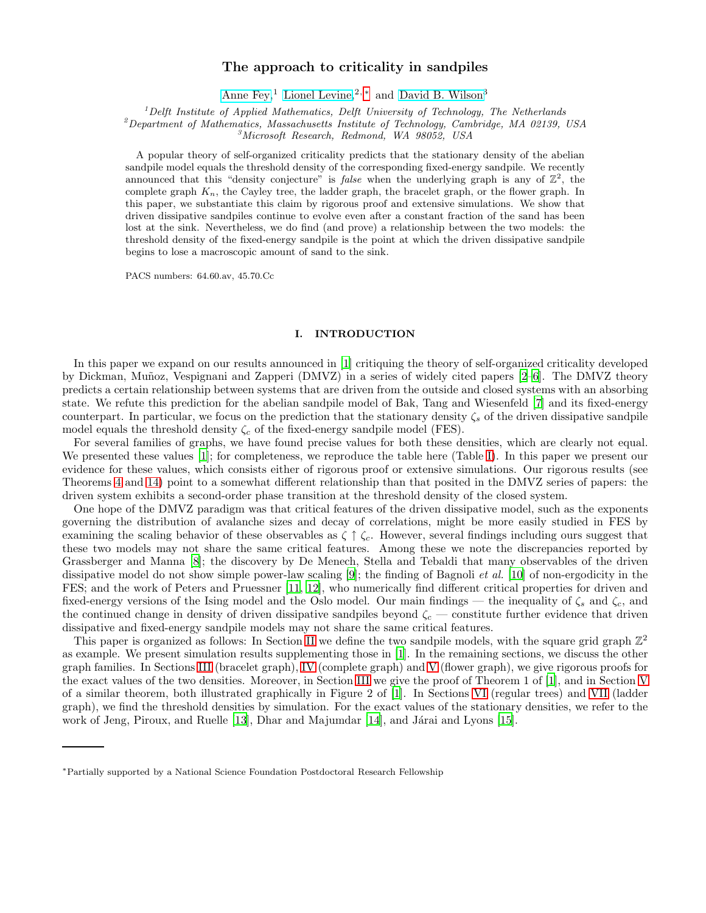# The approach to criticality in sandpiles

Anne Fey,[1] Lionel Levine,[2,*] and David B. Wilson[3]

[1] *Delft Institute of Applied Mathematics, Delft University of Technology, The Netherlands*
[2] *Department of Mathematics, Massachusetts Institute of Technology, Cambridge, MA 02139, USA*
[3] *Microsoft Research, Redmond, WA 98052, USA*

A popular theory of self-organized criticality predicts that the stationary density of the abelian sandpile model equals the threshold density of the corresponding fixed-energy sandpile. We recently announced that this "density conjecture" is *false* when the underlying graph is any of $\mathbb{Z}^2$, the complete graph $K_n$, the Cayley tree, the ladder graph, the bracelet graph, or the flower graph. In this paper, we substantiate this claim by rigorous proof and extensive simulations. We show that driven dissipative sandpiles continue to evolve even after a constant fraction of the sand has been lost at the sink. Nevertheless, we do find (and prove) a relationship between the two models: the threshold density of the fixed-energy sandpile is the point at which the driven dissipative sandpile begins to lose a macroscopic amount of sand to the sink.

PACS numbers: 64.60.av, 45.70.Cc

## I. INTRODUCTION

In this paper we expand on our results announced in [1] critiquing the theory of self-organized criticality developed by Dickman, Muñoz, Vespignani and Zapperi (DMVZ) in a series of widely cited papers [2–6]. The DMVZ theory predicts a certain relationship between systems that are driven from the outside and closed systems with an absorbing state. We refute this prediction for the abelian sandpile model of Bak, Tang and Wiesenfeld [7] and its fixed-energy counterpart. In particular, we focus on the prediction that the stationary density $\zeta_s$ of the driven dissipative sandpile model equals the threshold density $\zeta_c$ of the fixed-energy sandpile model (FES).

For several families of graphs, we have found precise values for both these densities, which are clearly not equal. We presented these values [1]; for completeness, we reproduce the table here (Table I). In this paper we present our evidence for these values, which consists either of rigorous proof or extensive simulations. Our rigorous results (see Theorems 4 and 14) point to a somewhat different relationship than that posited in the DMVZ series of papers: the driven system exhibits a second-order phase transition at the threshold density of the closed system.

One hope of the DMVZ paradigm was that critical features of the driven dissipative model, such as the exponents governing the distribution of avalanche sizes and decay of correlations, might be more easily studied in FES by examining the scaling behavior of these observables as $\zeta \uparrow \zeta_c$. However, several findings including ours suggest that these two models may not share the same critical features. Among these we note the discrepancies reported by Grassberger and Manna [8]; the discovery by De Menech, Stella and Tebaldi that many observables of the driven dissipative model do not show simple power-law scaling [9]; the finding of Bagnoli *et al.* [10] of non-ergodicity in the FES; and the work of Peters and Pruessner [11, 12], who numerically find different critical properties for driven and fixed-energy versions of the Ising model and the Oslo model. Our main findings — the inequality of $\zeta_s$ and $\zeta_c$, and the continued change in density of driven dissipative sandpiles beyond $\zeta_c$ — constitute further evidence that driven dissipative and fixed-energy sandpile models may not share the same critical features.

This paper is organized as follows: In Section II we define the two sandpile models, with the square grid graph $\mathbb{Z}^2$ as example. We present simulation results supplementing those in [1]. In the remaining sections, we discuss the other graph families. In Sections III (bracelet graph), IV (complete graph) and V (flower graph), we give rigorous proofs for the exact values of the two densities. Moreover, in Section III we give the proof of Theorem 1 of [1], and in Section V of a similar theorem, both illustrated graphically in Figure 2 of [1]. In Sections VI (regular trees) and VII (ladder graph), we find the threshold densities by simulation. For the exact values of the stationary densities, we refer to the work of Jeng, Piroux, and Ruelle [13], Dhar and Majumdar [14], and Járai and Lyons [15].

---

*Partially supported by a National Science Foundation Postdoctoral Research Fellowship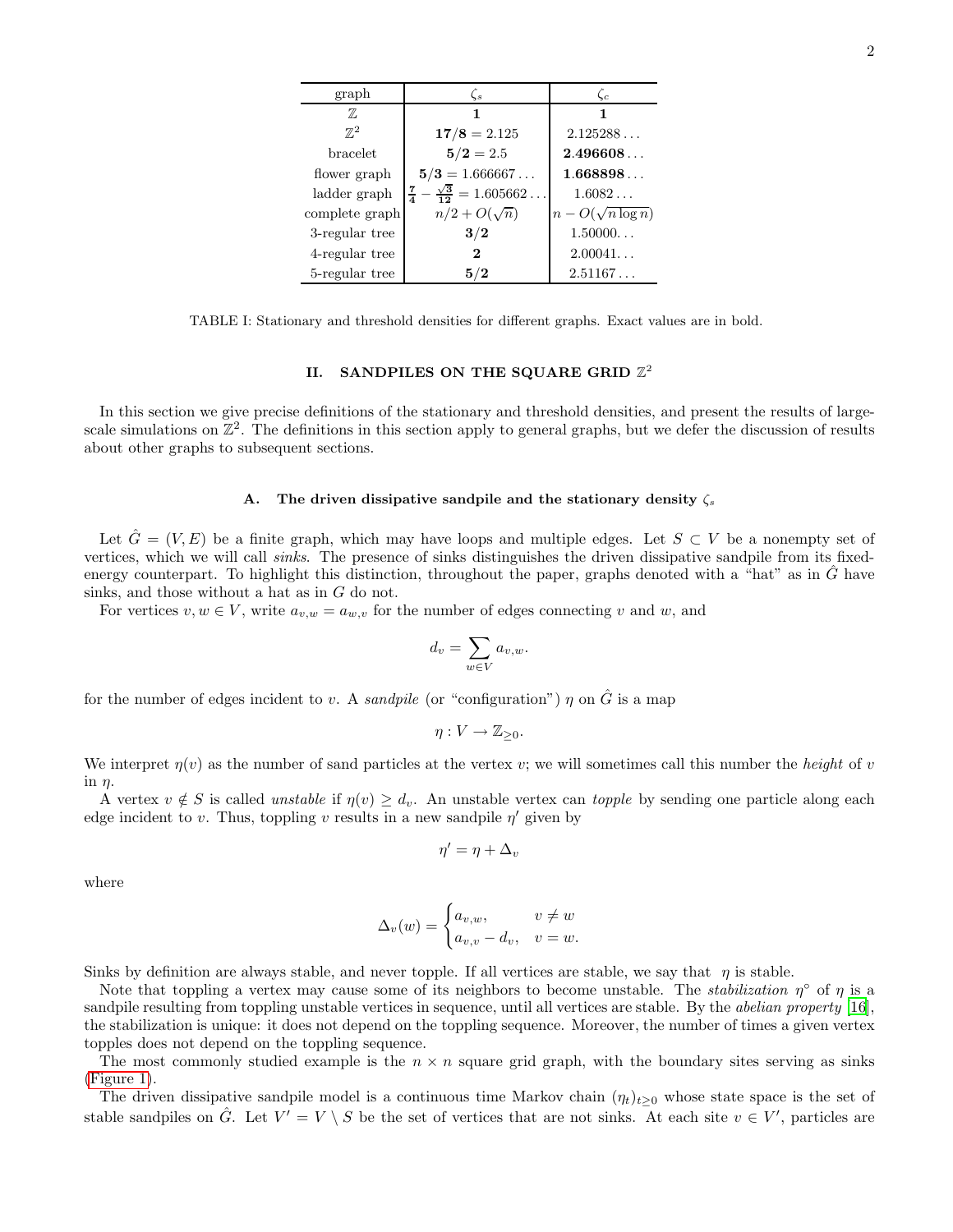| graph | $\zeta_s$ | $\zeta_c$ |
|---|---|---|
| $\mathbb{Z}$ | **1** | **1** |
| $\mathbb{Z}^2$ | $\mathbf{17/8} = 2.125$ | $2.125288\ldots$ |
| bracelet | $\mathbf{5/2} = 2.5$ | $\mathbf{2.496608}\ldots$ |
| flower graph | $\mathbf{5/3} = 1.666667\ldots$ | $\mathbf{1.668898}\ldots$ |
| ladder graph | $\frac{\mathbf{7}}{\mathbf{4}} - \frac{\sqrt{\mathbf{3}}}{\mathbf{12}} = 1.605662\ldots$ | $1.6082\ldots$ |
| complete graph | $n/2 + O(\sqrt{n})$ | $n - O(\sqrt{n \log n})$ |
| 3-regular tree | $\mathbf{3/2}$ | $1.50000\ldots$ |
| 4-regular tree | **2** | $2.00041\ldots$ |
| 5-regular tree | $\mathbf{5/2}$ | $2.51167\ldots$ |

TABLE I: Stationary and threshold densities for different graphs. Exact values are in bold.

## II. SANDPILES ON THE SQUARE GRID $\mathbb{Z}^2$

In this section we give precise definitions of the stationary and threshold densities, and present the results of large-scale simulations on $\mathbb{Z}^2$. The definitions in this section apply to general graphs, but we defer the discussion of results about other graphs to subsequent sections.

### A. The driven dissipative sandpile and the stationary density $\zeta_s$

Let $\hat{G} = (V, E)$ be a finite graph, which may have loops and multiple edges. Let $S \subset V$ be a nonempty set of vertices, which we will call *sinks*. The presence of sinks distinguishes the driven dissipative sandpile from its fixed-energy counterpart. To highlight this distinction, throughout the paper, graphs denoted with a "hat" as in $\hat{G}$ have sinks, and those without a hat as in $G$ do not.

For vertices $v, w \in V$, write $a_{v,w} = a_{w,v}$ for the number of edges connecting $v$ and $w$, and

$$d_v = \sum_{w \in V} a_{v,w}.$$

for the number of edges incident to $v$. A *sandpile* (or "configuration") $\eta$ on $\hat{G}$ is a map

$$\eta : V \to \mathbb{Z}_{\geq 0}.$$

We interpret $\eta(v)$ as the number of sand particles at the vertex $v$; we will sometimes call this number the *height* of $v$ in $\eta$.

A vertex $v \notin S$ is called *unstable* if $\eta(v) \geq d_v$. An unstable vertex can *topple* by sending one particle along each edge incident to $v$. Thus, toppling $v$ results in a new sandpile $\eta'$ given by

$$\eta' = \eta + \Delta_v$$

where

$$\Delta_v(w) = \begin{cases} a_{v,w}, & v \neq w \\ a_{v,v} - d_v, & v = w. \end{cases}$$

Sinks by definition are always stable, and never topple. If all vertices are stable, we say that $\eta$ is stable.

Note that toppling a vertex may cause some of its neighbors to become unstable. The *stabilization* $\eta^\circ$ of $\eta$ is a sandpile resulting from toppling unstable vertices in sequence, until all vertices are stable. By the *abelian property* [16], the stabilization is unique: it does not depend on the toppling sequence. Moreover, the number of times a given vertex topples does not depend on the toppling sequence.

The most commonly studied example is the $n \times n$ square grid graph, with the boundary sites serving as sinks (Figure 1).

The driven dissipative sandpile model is a continuous time Markov chain $(\eta_t)_{t \geq 0}$ whose state space is the set of stable sandpiles on $\hat{G}$. Let $V' = V \setminus S$ be the set of vertices that are not sinks. At each site $v \in V'$, particles are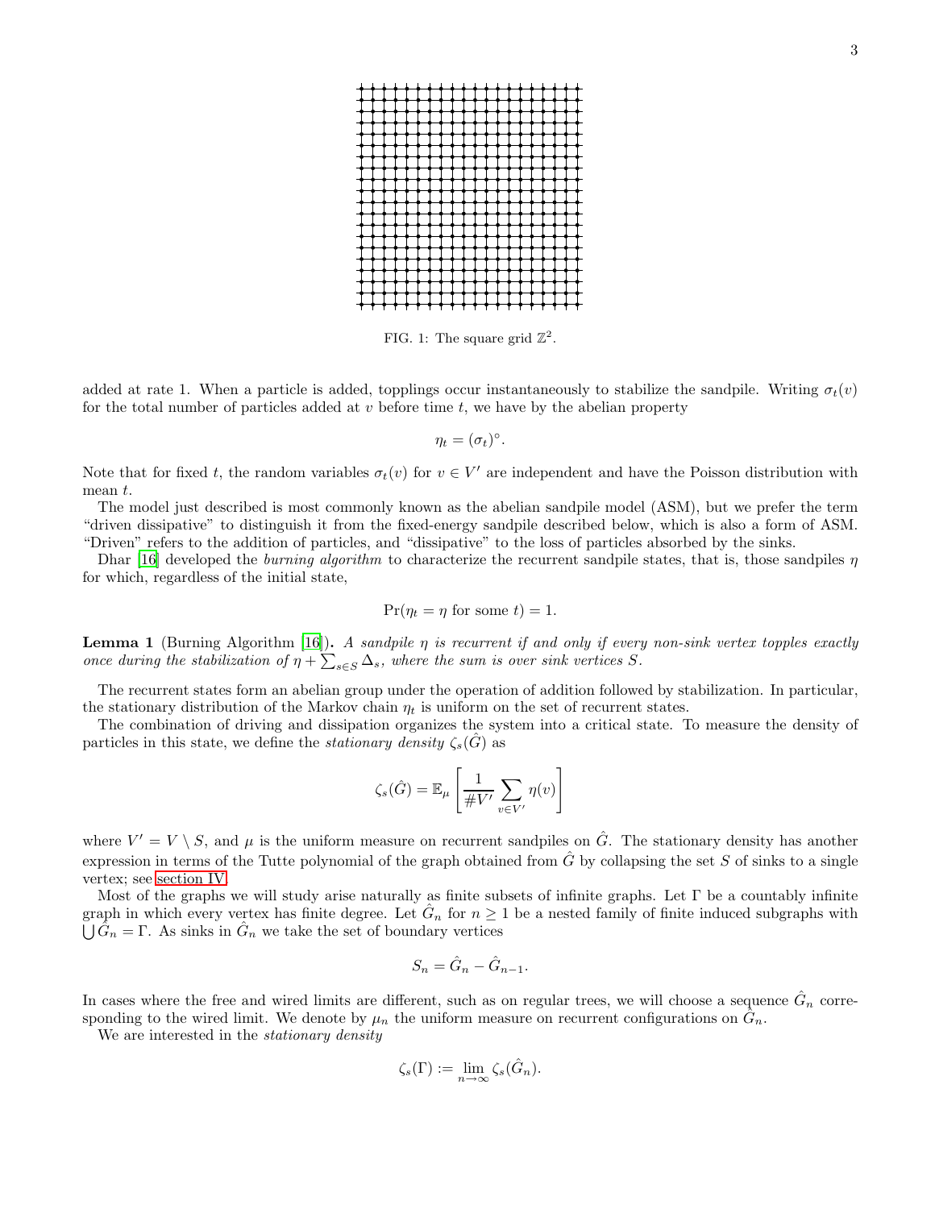FIG. 1: The square grid $\mathbb{Z}^2$.

added at rate 1. When a particle is added, topplings occur instantaneously to stabilize the sandpile. Writing $\sigma_t(v)$ for the total number of particles added at $v$ before time $t$, we have by the abelian property

$$\eta_t = (\sigma_t)^\circ.$$

Note that for fixed $t$, the random variables $\sigma_t(v)$ for $v \in V'$ are independent and have the Poisson distribution with mean $t$.

The model just described is most commonly known as the abelian sandpile model (ASM), but we prefer the term "driven dissipative" to distinguish it from the fixed-energy sandpile described below, which is also a form of ASM. "Driven" refers to the addition of particles, and "dissipative" to the loss of particles absorbed by the sinks.

Dhar [16] developed the *burning algorithm* to characterize the recurrent sandpile states, that is, those sandpiles $\eta$ for which, regardless of the initial state,

$$\Pr(\eta_t = \eta \text{ for some } t) = 1.$$

**Lemma 1** (Burning Algorithm [16])**.** *A sandpile $\eta$ is recurrent if and only if every non-sink vertex topples exactly once during the stabilization of $\eta + \sum_{s \in S} \Delta_s$, where the sum is over sink vertices $S$.*

The recurrent states form an abelian group under the operation of addition followed by stabilization. In particular, the stationary distribution of the Markov chain $\eta_t$ is uniform on the set of recurrent states.

The combination of driving and dissipation organizes the system into a critical state. To measure the density of particles in this state, we define the *stationary density* $\zeta_s(\hat{G})$ as

$$\zeta_s(\hat{G}) = \mathbb{E}_\mu \left[ \frac{1}{\# V'} \sum_{v \in V'} \eta(v) \right]$$

where $V' = V \setminus S$, and $\mu$ is the uniform measure on recurrent sandpiles on $\hat{G}$. The stationary density has another expression in terms of the Tutte polynomial of the graph obtained from $\hat{G}$ by collapsing the set $S$ of sinks to a single vertex; see section IV.

Most of the graphs we will study arise naturally as finite subsets of infinite graphs. Let $\Gamma$ be a countably infinite graph in which every vertex has finite degree. Let $\hat{G}_n$ for $n \geq 1$ be a nested family of finite induced subgraphs with $\bigcup \hat{G}_n = \Gamma$. As sinks in $\hat{G}_n$ we take the set of boundary vertices

$$S_n = \hat{G}_n - \hat{G}_{n-1}.$$

In cases where the free and wired limits are different, such as on regular trees, we will choose a sequence $\hat{G}_n$ corresponding to the wired limit. We denote by $\mu_n$ the uniform measure on recurrent configurations on $\hat{G}_n$.

We are interested in the *stationary density*

$$\zeta_s(\Gamma) := \lim_{n \to \infty} \zeta_s(\hat{G}_n).$$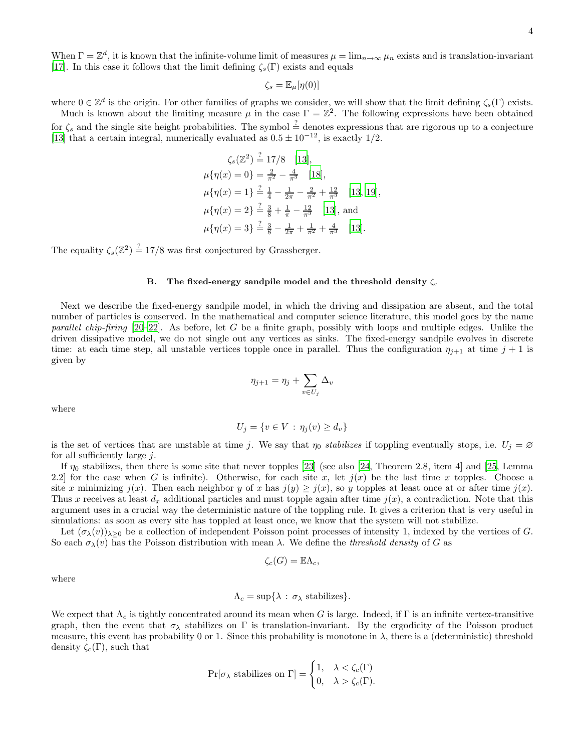When $\Gamma = \mathbb{Z}^d$, it is known that the infinite-volume limit of measures $\mu = \lim_{n\to\infty} \mu_n$ exists and is translation-invariant [17]. In this case it follows that the limit defining $\zeta_s(\Gamma)$ exists and equals

$$\zeta_s = \mathbb{E}_\mu[\eta(0)]$$

where $0 \in \mathbb{Z}^d$ is the origin. For other families of graphs we consider, we will show that the limit defining $\zeta_s(\Gamma)$ exists.

Much is known about the limiting measure $\mu$ in the case $\Gamma = \mathbb{Z}^2$. The following expressions have been obtained for $\zeta_s$ and the single site height probabilities. The symbol $\stackrel{?}{=}$ denotes expressions that are rigorous up to a conjecture [13] that a certain integral, numerically evaluated as $0.5 \pm 10^{-12}$, is exactly $1/2$.

$$\zeta_s(\mathbb{Z}^2) \stackrel{?}{=} 17/8 \quad [13],$$
$$\mu\{\eta(x) = 0\} = \tfrac{2}{\pi^2} - \tfrac{4}{\pi^3} \quad [18],$$
$$\mu\{\eta(x) = 1\} \stackrel{?}{=} \tfrac{1}{4} - \tfrac{1}{2\pi} - \tfrac{2}{\pi^2} + \tfrac{12}{\pi^3} \quad [13, 19],$$
$$\mu\{\eta(x) = 2\} \stackrel{?}{=} \tfrac{3}{8} + \tfrac{1}{\pi} - \tfrac{12}{\pi^3} \quad [13], \text{ and}$$
$$\mu\{\eta(x) = 3\} \stackrel{?}{=} \tfrac{3}{8} - \tfrac{1}{2\pi} + \tfrac{1}{\pi^2} + \tfrac{4}{\pi^3} \quad [13].$$

The equality $\zeta_s(\mathbb{Z}^2) \stackrel{?}{=} 17/8$ was first conjectured by Grassberger.

### B. The fixed-energy sandpile model and the threshold density $\zeta_c$

Next we describe the fixed-energy sandpile model, in which the driving and dissipation are absent, and the total number of particles is conserved. In the mathematical and computer science literature, this model goes by the name *parallel chip-firing* [20–22]. As before, let $G$ be a finite graph, possibly with loops and multiple edges. Unlike the driven dissipative model, we do not single out any vertices as sinks. The fixed-energy sandpile evolves in discrete time: at each time step, all unstable vertices topple once in parallel. Thus the configuration $\eta_{j+1}$ at time $j+1$ is given by

$$\eta_{j+1} = \eta_j + \sum_{v \in U_j} \Delta_v$$

where

$$U_j = \{v \in V \,:\, \eta_j(v) \geq d_v\}$$

is the set of vertices that are unstable at time $j$. We say that $\eta_0$ *stabilizes* if toppling eventually stops, i.e. $U_j = \varnothing$ for all sufficiently large $j$.

If $\eta_0$ stabilizes, then there is some site that never topples [23] (see also [24, Theorem 2.8, item 4] and [25, Lemma 2.2] for the case when $G$ is infinite). Otherwise, for each site $x$, let $j(x)$ be the last time $x$ topples. Choose a site $x$ minimizing $j(x)$. Then each neighbor $y$ of $x$ has $j(y) \geq j(x)$, so $y$ topples at least once at or after time $j(x)$. Thus $x$ receives at least $d_x$ additional particles and must topple again after time $j(x)$, a contradiction. Note that this argument uses in a crucial way the deterministic nature of the toppling rule. It gives a criterion that is very useful in simulations: as soon as every site has toppled at least once, we know that the system will not stabilize.

Let $(\sigma_\lambda(v))_{\lambda \geq 0}$ be a collection of independent Poisson point processes of intensity 1, indexed by the vertices of $G$. So each $\sigma_\lambda(v)$ has the Poisson distribution with mean $\lambda$. We define the *threshold density* of $G$ as

$$\zeta_c(G) = \mathbb{E}\Lambda_c,$$

where

$$\Lambda_c = \sup\{\lambda \,:\, \sigma_\lambda \text{ stabilizes}\}.$$

We expect that $\Lambda_c$ is tightly concentrated around its mean when $G$ is large. Indeed, if $\Gamma$ is an infinite vertex-transitive graph, then the event that $\sigma_\lambda$ stabilizes on $\Gamma$ is translation-invariant. By the ergodicity of the Poisson product measure, this event has probability 0 or 1. Since this probability is monotone in $\lambda$, there is a (deterministic) threshold density $\zeta_c(\Gamma)$, such that

$$\Pr[\sigma_\lambda \text{ stabilizes on } \Gamma] = \begin{cases} 1, & \lambda < \zeta_c(\Gamma) \\ 0, & \lambda > \zeta_c(\Gamma). \end{cases}$$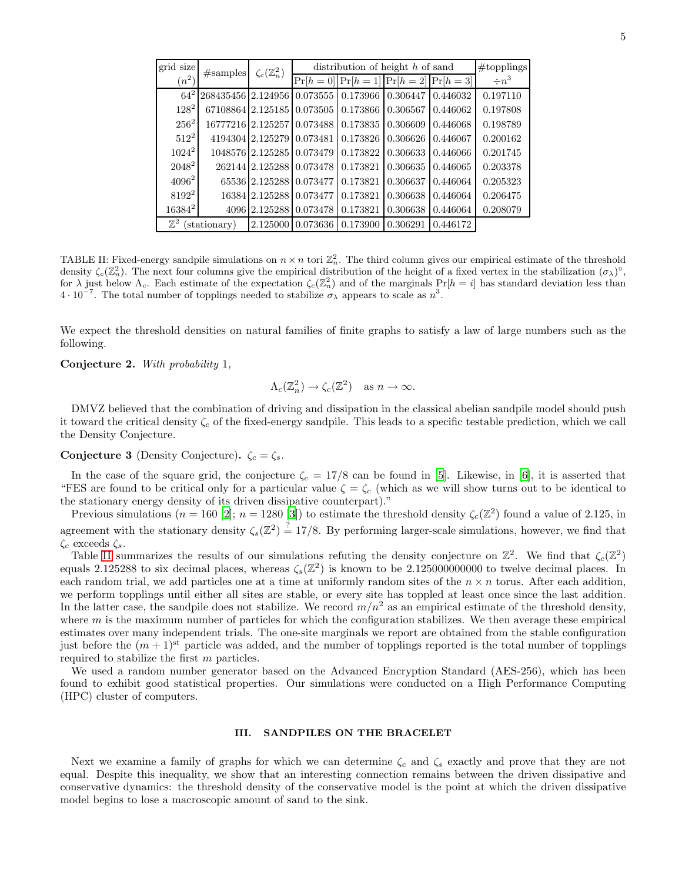| grid size ($n^2$) | #samples | $\zeta_c(\mathbb{Z}_n^2)$ | distribution of height $h$ of sand | | | | #topplings $\div n^3$ |
|---|---|---|---|---|---|---|---|
| | | | $\Pr[h=0]$ | $\Pr[h=1]$ | $\Pr[h=2]$ | $\Pr[h=3]$ | |
| $64^2$ | 268435456 | 2.124956 | 0.073555 | 0.173966 | 0.306447 | 0.446032 | 0.197110 |
| $128^2$ | 67108864 | 2.125185 | 0.073505 | 0.173866 | 0.306567 | 0.446062 | 0.197808 |
| $256^2$ | 16777216 | 2.125257 | 0.073488 | 0.173835 | 0.306609 | 0.446068 | 0.198789 |
| $512^2$ | 4194304 | 2.125279 | 0.073481 | 0.173826 | 0.306626 | 0.446067 | 0.200162 |
| $1024^2$ | 1048576 | 2.125285 | 0.073479 | 0.173822 | 0.306633 | 0.446066 | 0.201745 |
| $2048^2$ | 262144 | 2.125288 | 0.073478 | 0.173821 | 0.306635 | 0.446065 | 0.203378 |
| $4096^2$ | 65536 | 2.125288 | 0.073477 | 0.173821 | 0.306637 | 0.446064 | 0.205323 |
| $8192^2$ | 16384 | 2.125288 | 0.073477 | 0.173821 | 0.306638 | 0.446064 | 0.206475 |
| $16384^2$ | 4096 | 2.125288 | 0.073478 | 0.173821 | 0.306638 | 0.446064 | 0.208079 |
| $\mathbb{Z}^2$ (stationary) | | 2.125000 | 0.073636 | 0.173900 | 0.306291 | 0.446172 | |

TABLE II: Fixed-energy sandpile simulations on $n \times n$ tori $\mathbb{Z}_n^2$. The third column gives our empirical estimate of the threshold density $\zeta_c(\mathbb{Z}_n^2)$. The next four columns give the empirical distribution of the height of a fixed vertex in the stabilization $(\sigma_\lambda)^\circ$, for $\lambda$ just below $\Lambda_c$. Each estimate of the expectation $\zeta_c(\mathbb{Z}_n^2)$ and of the marginals $\Pr[h=i]$ has standard deviation less than $4 \cdot 10^{-7}$. The total number of topplings needed to stabilize $\sigma_\lambda$ appears to scale as $n^3$.

We expect the threshold densities on natural families of finite graphs to satisfy a law of large numbers such as the following.

**Conjecture 2.** *With probability* 1,

$$\Lambda_c(\mathbb{Z}_n^2) \to \zeta_c(\mathbb{Z}^2) \quad \text{as } n \to \infty.$$

DMVZ believed that the combination of driving and dissipation in the classical abelian sandpile model should push it toward the critical density $\zeta_c$ of the fixed-energy sandpile. This leads to a specific testable prediction, which we call the Density Conjecture.

**Conjecture 3** (Density Conjecture)**.** $\zeta_c = \zeta_s$.

In the case of the square grid, the conjecture $\zeta_c = 17/8$ can be found in [5]. Likewise, in [6], it is asserted that "FES are found to be critical only for a particular value $\zeta = \zeta_c$ (which as we will show turns out to be identical to the stationary energy density of its driven dissipative counterpart)."

Previous simulations ($n = 160$ [2]; $n = 1280$ [3]) to estimate the threshold density $\zeta_c(\mathbb{Z}^2)$ found a value of 2.125, in agreement with the stationary density $\zeta_s(\mathbb{Z}^2) \stackrel{?}{=} 17/8$. By performing larger-scale simulations, however, we find that $\zeta_c$ exceeds $\zeta_s$.

Table II summarizes the results of our simulations refuting the density conjecture on $\mathbb{Z}^2$. We find that $\zeta_c(\mathbb{Z}^2)$ equals 2.125288 to six decimal places, whereas $\zeta_s(\mathbb{Z}^2)$ is known to be 2.125000000000 to twelve decimal places. In each random trial, we add particles one at a time at uniformly random sites of the $n \times n$ torus. After each addition, we perform topplings until either all sites are stable, or every site has toppled at least once since the last addition. In the latter case, the sandpile does not stabilize. We record $m/n^2$ as an empirical estimate of the threshold density, where $m$ is the maximum number of particles for which the configuration stabilizes. We then average these empirical estimates over many independent trials. The one-site marginals we report are obtained from the stable configuration just before the $(m+1)^{\text{st}}$ particle was added, and the number of topplings reported is the total number of topplings required to stabilize the first $m$ particles.

We used a random number generator based on the Advanced Encryption Standard (AES-256), which has been found to exhibit good statistical properties. Our simulations were conducted on a High Performance Computing (HPC) cluster of computers.

## III. SANDPILES ON THE BRACELET

Next we examine a family of graphs for which we can determine $\zeta_c$ and $\zeta_s$ exactly and prove that they are not equal. Despite this inequality, we show that an interesting connection remains between the driven dissipative and conservative dynamics: the threshold density of the conservative model is the point at which the driven dissipative model begins to lose a macroscopic amount of sand to the sink.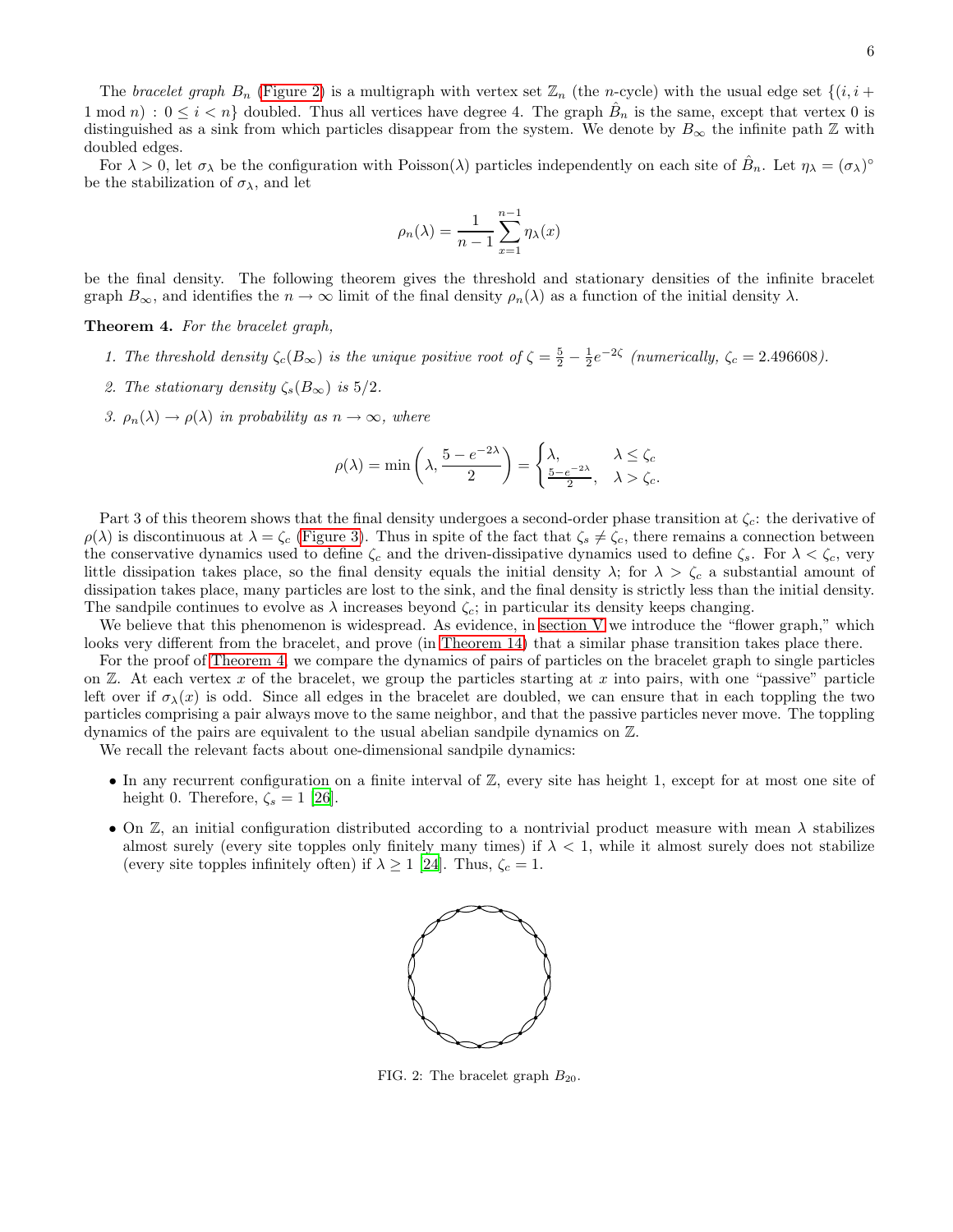The *bracelet graph* $B_n$ (Figure 2) is a multigraph with vertex set $\mathbb{Z}_n$ (the $n$-cycle) with the usual edge set $\{(i, i+1 \bmod n) : 0 \le i < n\}$ doubled. Thus all vertices have degree 4. The graph $\hat{B}_n$ is the same, except that vertex 0 is distinguished as a sink from which particles disappear from the system. We denote by $B_\infty$ the infinite path $\mathbb{Z}$ with doubled edges.

For $\lambda > 0$, let $\sigma_\lambda$ be the configuration with Poisson($\lambda$) particles independently on each site of $\hat{B}_n$. Let $\eta_\lambda = (\sigma_\lambda)^\circ$ be the stabilization of $\sigma_\lambda$, and let

$$\rho_n(\lambda) = \frac{1}{n-1} \sum_{x=1}^{n-1} \eta_\lambda(x)$$

be the final density. The following theorem gives the threshold and stationary densities of the infinite bracelet graph $B_\infty$, and identifies the $n \to \infty$ limit of the final density $\rho_n(\lambda)$ as a function of the initial density $\lambda$.

**Theorem 4.** *For the bracelet graph,*

1. *The threshold density $\zeta_c(B_\infty)$ is the unique positive root of $\zeta = \frac{5}{2} - \frac{1}{2}e^{-2\zeta}$ (numerically, $\zeta_c = 2.496608$).*
2. *The stationary density $\zeta_s(B_\infty)$ is $5/2$.*
3. *$\rho_n(\lambda) \to \rho(\lambda)$ in probability as $n \to \infty$, where*

$$\rho(\lambda) = \min\left(\lambda, \frac{5 - e^{-2\lambda}}{2}\right) = \begin{cases} \lambda, & \lambda \le \zeta_c \\ \frac{5-e^{-2\lambda}}{2}, & \lambda > \zeta_c. \end{cases}$$

Part 3 of this theorem shows that the final density undergoes a second-order phase transition at $\zeta_c$: the derivative of $\rho(\lambda)$ is discontinuous at $\lambda = \zeta_c$ (Figure 3). Thus in spite of the fact that $\zeta_s \neq \zeta_c$, there remains a connection between the conservative dynamics used to define $\zeta_c$ and the driven-dissipative dynamics used to define $\zeta_s$. For $\lambda < \zeta_c$, very little dissipation takes place, so the final density equals the initial density $\lambda$; for $\lambda > \zeta_c$ a substantial amount of dissipation takes place, many particles are lost to the sink, and the final density is strictly less than the initial density. The sandpile continues to evolve as $\lambda$ increases beyond $\zeta_c$; in particular its density keeps changing.

We believe that this phenomenon is widespread. As evidence, in section V we introduce the "flower graph," which looks very different from the bracelet, and prove (in Theorem 14) that a similar phase transition takes place there.

For the proof of Theorem 4, we compare the dynamics of pairs of particles on the bracelet graph to single particles on $\mathbb{Z}$. At each vertex $x$ of the bracelet, we group the particles starting at $x$ into pairs, with one "passive" particle left over if $\sigma_\lambda(x)$ is odd. Since all edges in the bracelet are doubled, we can ensure that in each toppling the two particles comprising a pair always move to the same neighbor, and that the passive particles never move. The toppling dynamics of the pairs are equivalent to the usual abelian sandpile dynamics on $\mathbb{Z}$.

We recall the relevant facts about one-dimensional sandpile dynamics:

- In any recurrent configuration on a finite interval of $\mathbb{Z}$, every site has height 1, except for at most one site of height 0. Therefore, $\zeta_s = 1$ [26].
- On $\mathbb{Z}$, an initial configuration distributed according to a nontrivial product measure with mean $\lambda$ stabilizes almost surely (every site topples only finitely many times) if $\lambda < 1$, while it almost surely does not stabilize (every site topples infinitely often) if $\lambda \ge 1$ [24]. Thus, $\zeta_c = 1$.

FIG. 2: The bracelet graph $B_{20}$.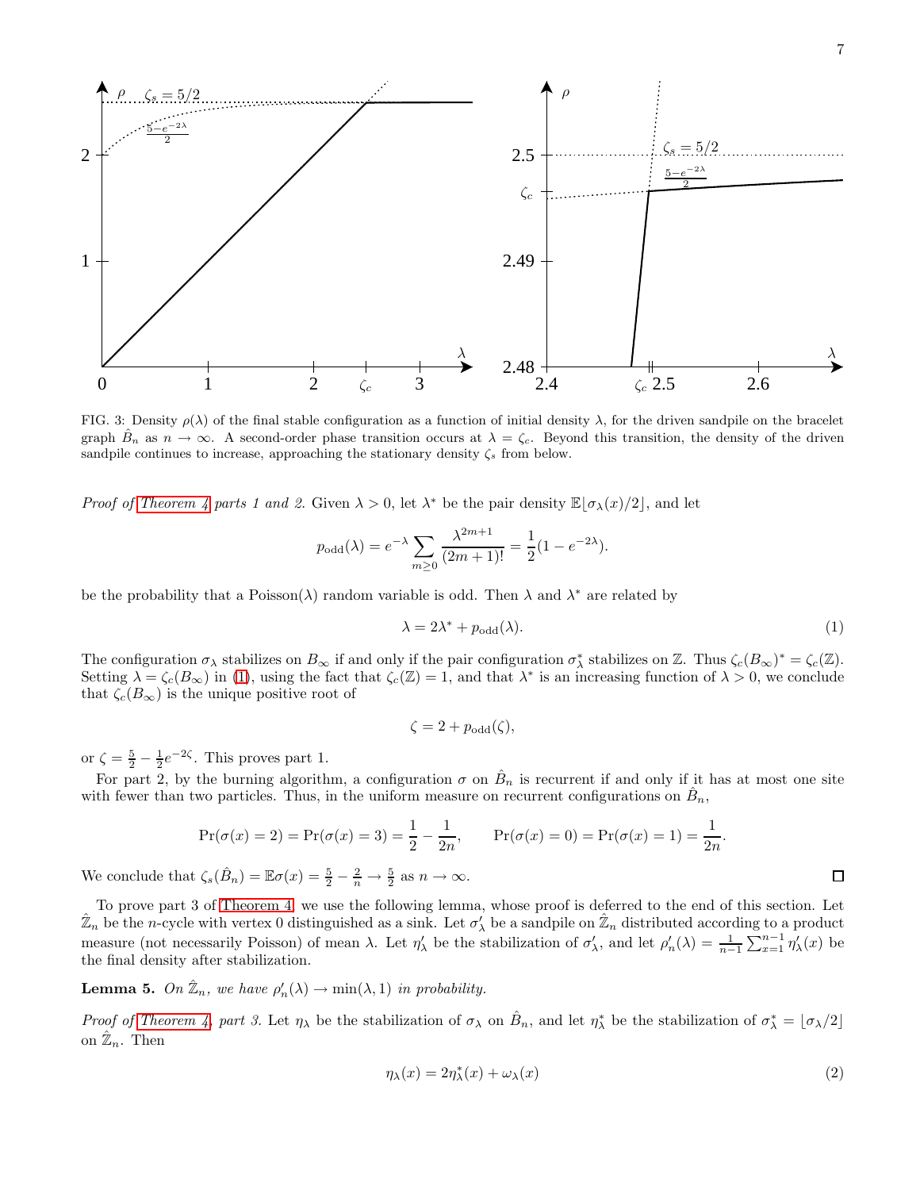FIG. 3: Density $\rho(\lambda)$ of the final stable configuration as a function of initial density $\lambda$, for the driven sandpile on the bracelet graph $\hat{B}_n$ as $n \to \infty$. A second-order phase transition occurs at $\lambda = \zeta_c$. Beyond this transition, the density of the driven sandpile continues to increase, approaching the stationary density $\zeta_s$ from below.

*Proof of Theorem 4 parts 1 and 2.* Given $\lambda > 0$, let $\lambda^*$ be the pair density $\mathbb{E}\lfloor \sigma_\lambda(x)/2 \rfloor$, and let

$$p_{\text{odd}}(\lambda) = e^{-\lambda} \sum_{m \geq 0} \frac{\lambda^{2m+1}}{(2m+1)!} = \frac{1}{2}(1 - e^{-2\lambda}).$$

be the probability that a Poisson($\lambda$) random variable is odd. Then $\lambda$ and $\lambda^*$ are related by

$$\lambda = 2\lambda^* + p_{\text{odd}}(\lambda). \tag{1}$$

The configuration $\sigma_\lambda$ stabilizes on $B_\infty$ if and only if the pair configuration $\sigma^*_\lambda$ stabilizes on $\mathbb{Z}$. Thus $\zeta_c(B_\infty)^* = \zeta_c(\mathbb{Z})$. Setting $\lambda = \zeta_c(B_\infty)$ in (1), using the fact that $\zeta_c(\mathbb{Z}) = 1$, and that $\lambda^*$ is an increasing function of $\lambda > 0$, we conclude that $\zeta_c(B_\infty)$ is the unique positive root of

$$\zeta = 2 + p_{\text{odd}}(\zeta),$$

or $\zeta = \frac{5}{2} - \frac{1}{2}e^{-2\zeta}$. This proves part 1.

For part 2, by the burning algorithm, a configuration $\sigma$ on $\hat{B}_n$ is recurrent if and only if it has at most one site with fewer than two particles. Thus, in the uniform measure on recurrent configurations on $\hat{B}_n$,

$$\Pr(\sigma(x) = 2) = \Pr(\sigma(x) = 3) = \frac{1}{2} - \frac{1}{2n}, \qquad \Pr(\sigma(x) = 0) = \Pr(\sigma(x) = 1) = \frac{1}{2n}.$$

We conclude that $\zeta_s(\hat{B}_n) = \mathbb{E}\sigma(x) = \frac{5}{2} - \frac{2}{n} \to \frac{5}{2}$ as $n \to \infty$. ∎

To prove part 3 of Theorem 4, we use the following lemma, whose proof is deferred to the end of this section. Let $\hat{\mathbb{Z}}_n$ be the $n$-cycle with vertex 0 distinguished as a sink. Let $\sigma'_\lambda$ be a sandpile on $\hat{\mathbb{Z}}_n$ distributed according to a product measure (not necessarily Poisson) of mean $\lambda$. Let $\eta'_\lambda$ be the stabilization of $\sigma'_\lambda$, and let $\rho'_n(\lambda) = \frac{1}{n-1}\sum_{x=1}^{n-1} \eta'_\lambda(x)$ be the final density after stabilization.

**Lemma 5.** *On $\hat{\mathbb{Z}}_n$, we have $\rho'_n(\lambda) \to \min(\lambda, 1)$ in probability.*

*Proof of Theorem 4, part 3.* Let $\eta_\lambda$ be the stabilization of $\sigma_\lambda$ on $\hat{B}_n$, and let $\eta^*_\lambda$ be the stabilization of $\sigma^*_\lambda = \lfloor \sigma_\lambda/2 \rfloor$ on $\hat{\mathbb{Z}}_n$. Then

$$\eta_\lambda(x) = 2\eta^*_\lambda(x) + \omega_\lambda(x) \tag{2}$$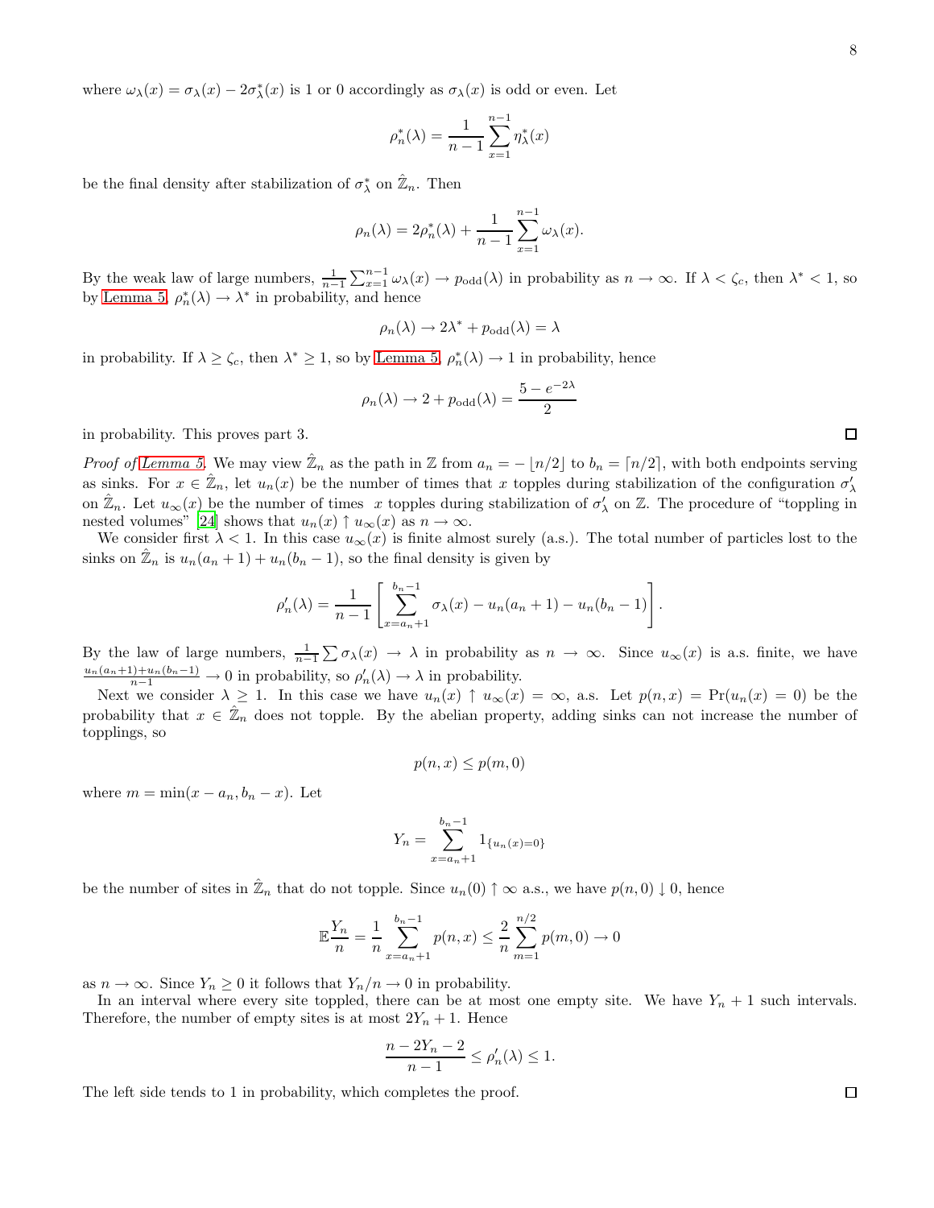where $\omega_\lambda(x) = \sigma_\lambda(x) - 2\sigma^*_\lambda(x)$ is 1 or 0 accordingly as $\sigma_\lambda(x)$ is odd or even. Let

$$\rho^*_n(\lambda) = \frac{1}{n-1}\sum_{x=1}^{n-1} \eta^*_\lambda(x)$$

be the final density after stabilization of $\sigma^*_\lambda$ on $\hat{\mathbb{Z}}_n$. Then

$$\rho_n(\lambda) = 2\rho^*_n(\lambda) + \frac{1}{n-1}\sum_{x=1}^{n-1} \omega_\lambda(x).$$

By the weak law of large numbers, $\frac{1}{n-1}\sum_{x=1}^{n-1}\omega_\lambda(x) \to p_{\text{odd}}(\lambda)$ in probability as $n \to \infty$. If $\lambda < \zeta_c$, then $\lambda^* < 1$, so by Lemma 5, $\rho^*_n(\lambda) \to \lambda^*$ in probability, and hence

$$\rho_n(\lambda) \to 2\lambda^* + p_{\text{odd}}(\lambda) = \lambda$$

in probability. If $\lambda \geq \zeta_c$, then $\lambda^* \geq 1$, so by Lemma 5, $\rho^*_n(\lambda) \to 1$ in probability, hence

$$\rho_n(\lambda) \to 2 + p_{\text{odd}}(\lambda) = \frac{5 - e^{-2\lambda}}{2}$$

in probability. This proves part 3. ∎

*Proof of Lemma 5.* We may view $\hat{\mathbb{Z}}_n$ as the path in $\mathbb{Z}$ from $a_n = -\lfloor n/2 \rfloor$ to $b_n = \lceil n/2 \rceil$, with both endpoints serving as sinks. For $x \in \hat{\mathbb{Z}}_n$, let $u_n(x)$ be the number of times that $x$ topples during stabilization of the configuration $\sigma'_\lambda$ on $\hat{\mathbb{Z}}_n$. Let $u_\infty(x)$ be the number of times $x$ topples during stabilization of $\sigma'_\lambda$ on $\mathbb{Z}$. The procedure of "toppling in nested volumes" [24] shows that $u_n(x) \uparrow u_\infty(x)$ as $n \to \infty$.

We consider first $\lambda < 1$. In this case $u_\infty(x)$ is finite almost surely (a.s.). The total number of particles lost to the sinks on $\hat{\mathbb{Z}}_n$ is $u_n(a_n+1) + u_n(b_n-1)$, so the final density is given by

$$\rho'_n(\lambda) = \frac{1}{n-1}\left[\sum_{x=a_n+1}^{b_n-1} \sigma_\lambda(x) - u_n(a_n+1) - u_n(b_n-1)\right].$$

By the law of large numbers, $\frac{1}{n-1}\sum \sigma_\lambda(x) \to \lambda$ in probability as $n \to \infty$. Since $u_\infty(x)$ is a.s. finite, we have $\frac{u_n(a_n+1)+u_n(b_n-1)}{n-1} \to 0$ in probability, so $\rho'_n(\lambda) \to \lambda$ in probability.

Next we consider $\lambda \geq 1$. In this case we have $u_n(x) \uparrow u_\infty(x) = \infty$, a.s. Let $p(n,x) = \Pr(u_n(x) = 0)$ be the probability that $x \in \hat{\mathbb{Z}}_n$ does not topple. By the abelian property, adding sinks can not increase the number of topplings, so

$$p(n,x) \leq p(m,0)$$

where $m = \min(x - a_n, b_n - x)$. Let

$$Y_n = \sum_{x=a_n+1}^{b_n-1} 1_{\{u_n(x)=0\}}$$

be the number of sites in $\hat{\mathbb{Z}}_n$ that do not topple. Since $u_n(0) \uparrow \infty$ a.s., we have $p(n,0) \downarrow 0$, hence

$$\mathbb{E}\frac{Y_n}{n} = \frac{1}{n}\sum_{x=a_n+1}^{b_n-1} p(n,x) \leq \frac{2}{n}\sum_{m=1}^{n/2} p(m,0) \to 0$$

as $n \to \infty$. Since $Y_n \geq 0$ it follows that $Y_n/n \to 0$ in probability.

In an interval where every site toppled, there can be at most one empty site. We have $Y_n + 1$ such intervals. Therefore, the number of empty sites is at most $2Y_n + 1$. Hence

$$\frac{n - 2Y_n - 2}{n-1} \leq \rho'_n(\lambda) \leq 1.$$

The left side tends to 1 in probability, which completes the proof. ∎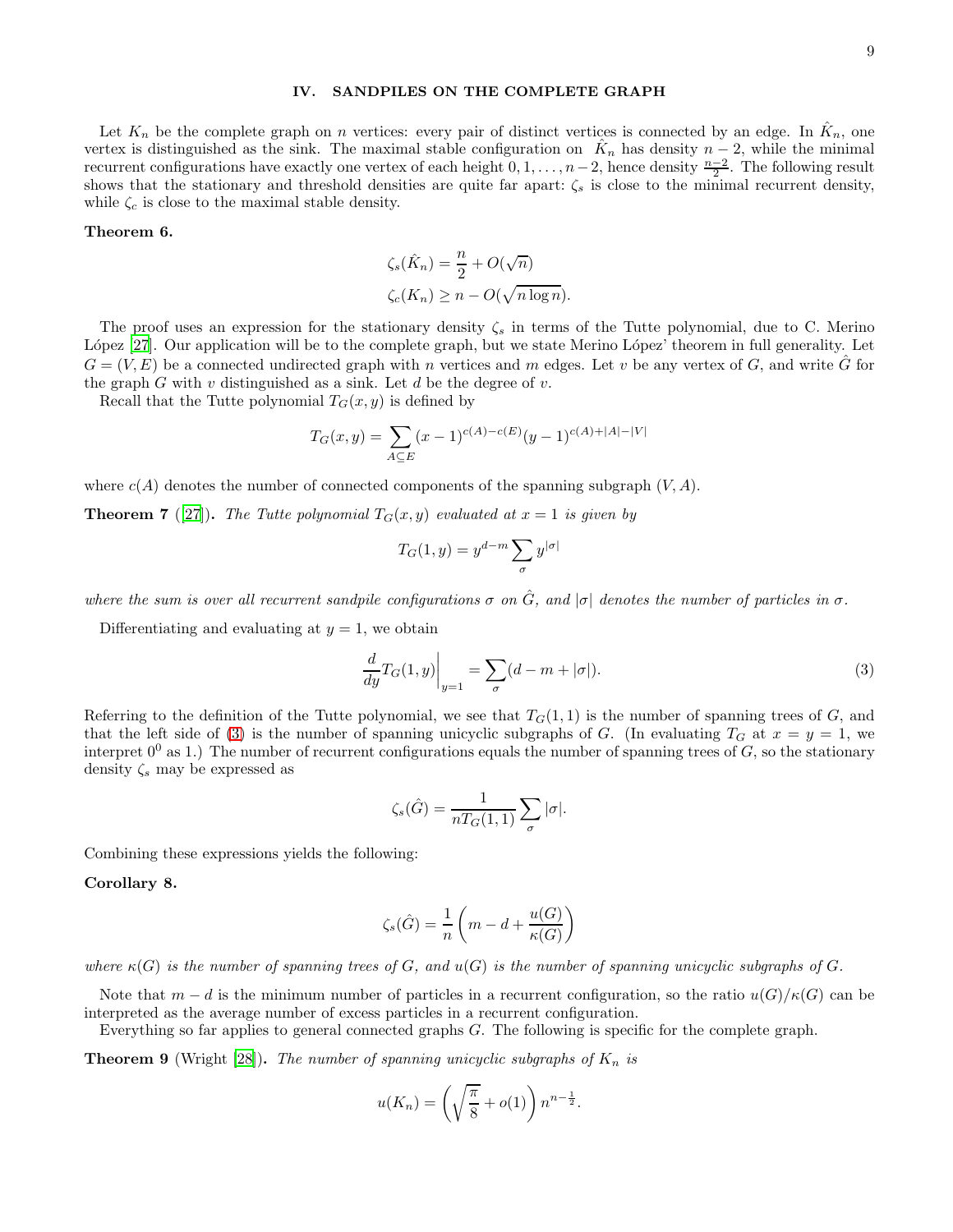## IV. SANDPILES ON THE COMPLETE GRAPH

Let $K_n$ be the complete graph on $n$ vertices: every pair of distinct vertices is connected by an edge. In $\hat{K}_n$, one vertex is distinguished as the sink. The maximal stable configuration on $\hat{K}_n$ has density $n-2$, while the minimal recurrent configurations have exactly one vertex of each height $0, 1, \ldots, n-2$, hence density $\frac{n-2}{2}$. The following result shows that the stationary and threshold densities are quite far apart: $\zeta_s$ is close to the minimal recurrent density, while $\zeta_c$ is close to the maximal stable density.

**Theorem 6.**

$$\zeta_s(\hat{K}_n) = \frac{n}{2} + O(\sqrt{n})$$
$$\zeta_c(K_n) \geq n - O(\sqrt{n \log n}).$$

The proof uses an expression for the stationary density $\zeta_s$ in terms of the Tutte polynomial, due to C. Merino López [27]. Our application will be to the complete graph, but we state Merino López' theorem in full generality. Let $G = (V, E)$ be a connected undirected graph with $n$ vertices and $m$ edges. Let $v$ be any vertex of $G$, and write $\hat{G}$ for the graph $G$ with $v$ distinguished as a sink. Let $d$ be the degree of $v$.

Recall that the Tutte polynomial $T_G(x, y)$ is defined by

$$T_G(x,y) = \sum_{A \subseteq E} (x-1)^{c(A)-c(E)} (y-1)^{c(A)+|A|-|V|}$$

where $c(A)$ denotes the number of connected components of the spanning subgraph $(V, A)$.

**Theorem 7** ([27]). *The Tutte polynomial $T_G(x, y)$ evaluated at $x = 1$ is given by*

$$T_G(1, y) = y^{d-m} \sum_{\sigma} y^{|\sigma|}$$

*where the sum is over all recurrent sandpile configurations $\sigma$ on $\hat{G}$, and $|\sigma|$ denotes the number of particles in $\sigma$.*

Differentiating and evaluating at $y = 1$, we obtain

$$\left.\frac{d}{dy} T_G(1,y)\right|_{y=1} = \sum_{\sigma} (d - m + |\sigma|). \tag{3}$$

Referring to the definition of the Tutte polynomial, we see that $T_G(1, 1)$ is the number of spanning trees of $G$, and that the left side of (3) is the number of spanning unicyclic subgraphs of $G$. (In evaluating $T_G$ at $x = y = 1$, we interpret $0^0$ as 1.) The number of recurrent configurations equals the number of spanning trees of $G$, so the stationary density $\zeta_s$ may be expressed as

$$\zeta_s(\hat{G}) = \frac{1}{n T_G(1,1)} \sum_{\sigma} |\sigma|.$$

Combining these expressions yields the following:

**Corollary 8.**

$$\zeta_s(\hat{G}) = \frac{1}{n} \left( m - d + \frac{u(G)}{\kappa(G)} \right)$$

*where $\kappa(G)$ is the number of spanning trees of $G$, and $u(G)$ is the number of spanning unicyclic subgraphs of $G$.*

Note that $m - d$ is the minimum number of particles in a recurrent configuration, so the ratio $u(G)/\kappa(G)$ can be interpreted as the average number of excess particles in a recurrent configuration.

Everything so far applies to general connected graphs $G$. The following is specific for the complete graph.

**Theorem 9** (Wright [28]). *The number of spanning unicyclic subgraphs of $K_n$ is*

$$u(K_n) = \left( \sqrt{\frac{\pi}{8}} + o(1) \right) n^{n-\frac{1}{2}}.$$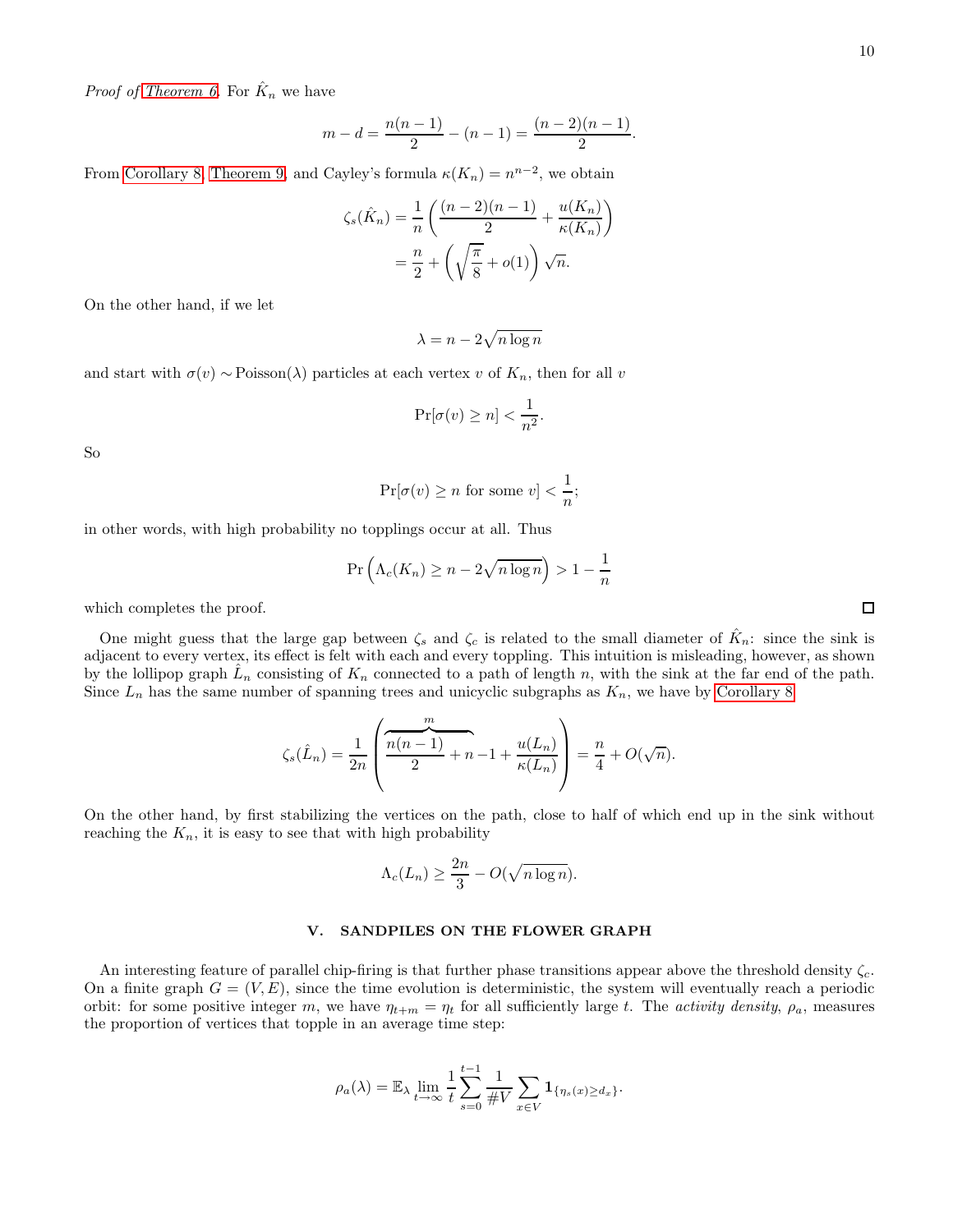*Proof of Theorem 6.* For $\hat{K}_n$ we have

$$m - d = \frac{n(n-1)}{2} - (n-1) = \frac{(n-2)(n-1)}{2}.$$

From Corollary 8, Theorem 9, and Cayley's formula $\kappa(K_n) = n^{n-2}$, we obtain

$$\zeta_s(\hat{K}_n) = \frac{1}{n}\left(\frac{(n-2)(n-1)}{2} + \frac{u(K_n)}{\kappa(K_n)}\right)$$
$$= \frac{n}{2} + \left(\sqrt{\frac{\pi}{8}} + o(1)\right)\sqrt{n}.$$

On the other hand, if we let

$$\lambda = n - 2\sqrt{n \log n}$$

and start with $\sigma(v) \sim \text{Poisson}(\lambda)$ particles at each vertex $v$ of $K_n$, then for all $v$

$$\Pr[\sigma(v) \geq n] < \frac{1}{n^2}.$$

So

$$\Pr[\sigma(v) \geq n \text{ for some } v] < \frac{1}{n};$$

in other words, with high probability no topplings occur at all. Thus

$$\Pr\left(\Lambda_c(K_n) \geq n - 2\sqrt{n \log n}\right) > 1 - \frac{1}{n}$$

which completes the proof. ∎

One might guess that the large gap between $\zeta_s$ and $\zeta_c$ is related to the small diameter of $\hat{K}_n$: since the sink is adjacent to every vertex, its effect is felt with each and every toppling. This intuition is misleading, however, as shown by the lollipop graph $\hat{L}_n$ consisting of $K_n$ connected to a path of length $n$, with the sink at the far end of the path. Since $L_n$ has the same number of spanning trees and unicyclic subgraphs as $K_n$, we have by Corollary 8

$$\zeta_s(\hat{L}_n) = \frac{1}{2n}\left(\overbrace{\frac{n(n-1)}{2} + n}^{m} - 1 + \frac{u(L_n)}{\kappa(L_n)}\right) = \frac{n}{4} + O(\sqrt{n}).$$

On the other hand, by first stabilizing the vertices on the path, close to half of which end up in the sink without reaching the $K_n$, it is easy to see that with high probability

$$\Lambda_c(L_n) \geq \frac{2n}{3} - O(\sqrt{n \log n}).$$

## V. SANDPILES ON THE FLOWER GRAPH

An interesting feature of parallel chip-firing is that further phase transitions appear above the threshold density $\zeta_c$. On a finite graph $G = (V, E)$, since the time evolution is deterministic, the system will eventually reach a periodic orbit: for some positive integer $m$, we have $\eta_{t+m} = \eta_t$ for all sufficiently large $t$. The *activity density*, $\rho_a$, measures the proportion of vertices that topple in an average time step:

$$\rho_a(\lambda) = \mathbb{E}_\lambda \lim_{t\to\infty} \frac{1}{t}\sum_{s=0}^{t-1} \frac{1}{\#V}\sum_{x \in V} \mathbf{1}_{\{\eta_s(x) \geq d_x\}}.$$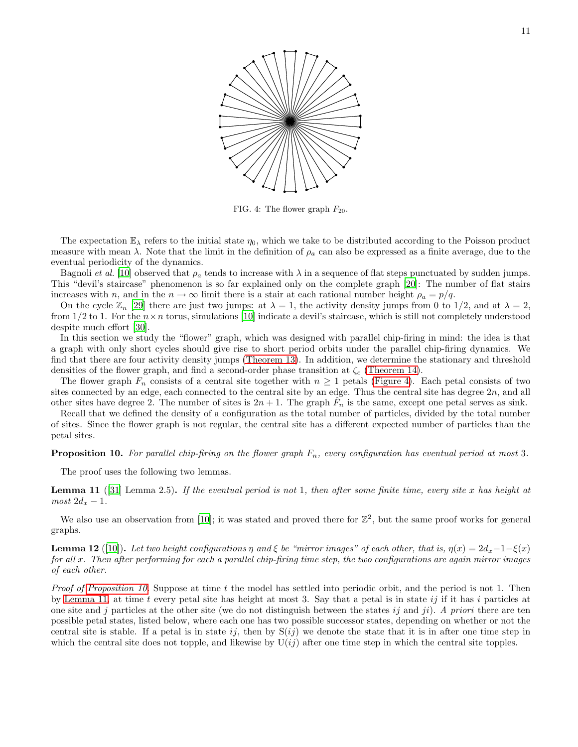FIG. 4: The flower graph $F_{20}$.

The expectation $\mathbb{E}_\lambda$ refers to the initial state $\eta_0$, which we take to be distributed according to the Poisson product measure with mean $\lambda$. Note that the limit in the definition of $\rho_a$ can also be expressed as a finite average, due to the eventual periodicity of the dynamics.

Bagnoli *et al.* [10] observed that $\rho_a$ tends to increase with $\lambda$ in a sequence of flat steps punctuated by sudden jumps. This "devil's staircase" phenomenon is so far explained only on the complete graph [20]: The number of flat stairs increases with $n$, and in the $n \to \infty$ limit there is a stair at each rational number height $\rho_a = p/q$.

On the cycle $\mathbb{Z}_n$ [29] there are just two jumps: at $\lambda = 1$, the activity density jumps from 0 to 1/2, and at $\lambda = 2$, from 1/2 to 1. For the $n \times n$ torus, simulations [10] indicate a devil's staircase, which is still not completely understood despite much effort [30].

In this section we study the "flower" graph, which was designed with parallel chip-firing in mind: the idea is that a graph with only short cycles should give rise to short period orbits under the parallel chip-firing dynamics. We find that there are four activity density jumps (Theorem 13). In addition, we determine the stationary and threshold densities of the flower graph, and find a second-order phase transition at $\zeta_c$ (Theorem 14).

The flower graph $F_n$ consists of a central site together with $n \geq 1$ petals (Figure 4). Each petal consists of two sites connected by an edge, each connected to the central site by an edge. Thus the central site has degree $2n$, and all other sites have degree 2. The number of sites is $2n + 1$. The graph $\tilde{F}_n$ is the same, except one petal serves as sink.

Recall that we defined the density of a configuration as the total number of particles, divided by the total number of sites. Since the flower graph is not regular, the central site has a different expected number of particles than the petal sites.

**Proposition 10.** *For parallel chip-firing on the flower graph $F_n$, every configuration has eventual period at most* 3.

The proof uses the following two lemmas.

**Lemma 11** ([31] Lemma 2.5)**.** *If the eventual period is not* 1*, then after some finite time, every site $x$ has height at most $2d_x - 1$.*

We also use an observation from [10]; it was stated and proved there for $\mathbb{Z}^2$, but the same proof works for general graphs.

**Lemma 12** ([10])**.** *Let two height configurations $\eta$ and $\xi$ be "mirror images" of each other, that is, $\eta(x) = 2d_x - 1 - \xi(x)$ for all $x$. Then after performing for each a parallel chip-firing time step, the two configurations are again mirror images of each other.*

*Proof of Proposition 10.* Suppose at time $t$ the model has settled into periodic orbit, and the period is not 1. Then by Lemma 11, at time $t$ every petal site has height at most 3. Say that a petal is in state $ij$ if it has $i$ particles at one site and $j$ particles at the other site (we do not distinguish between the states $ij$ and $ji$). *A priori* there are ten possible petal states, listed below, where each one has two possible successor states, depending on whether or not the central site is stable. If a petal is in state $ij$, then by $\mathrm{S}(ij)$ we denote the state that it is in after one time step in which the central site does not topple, and likewise by $\mathrm{U}(ij)$ after one time step in which the central site topples.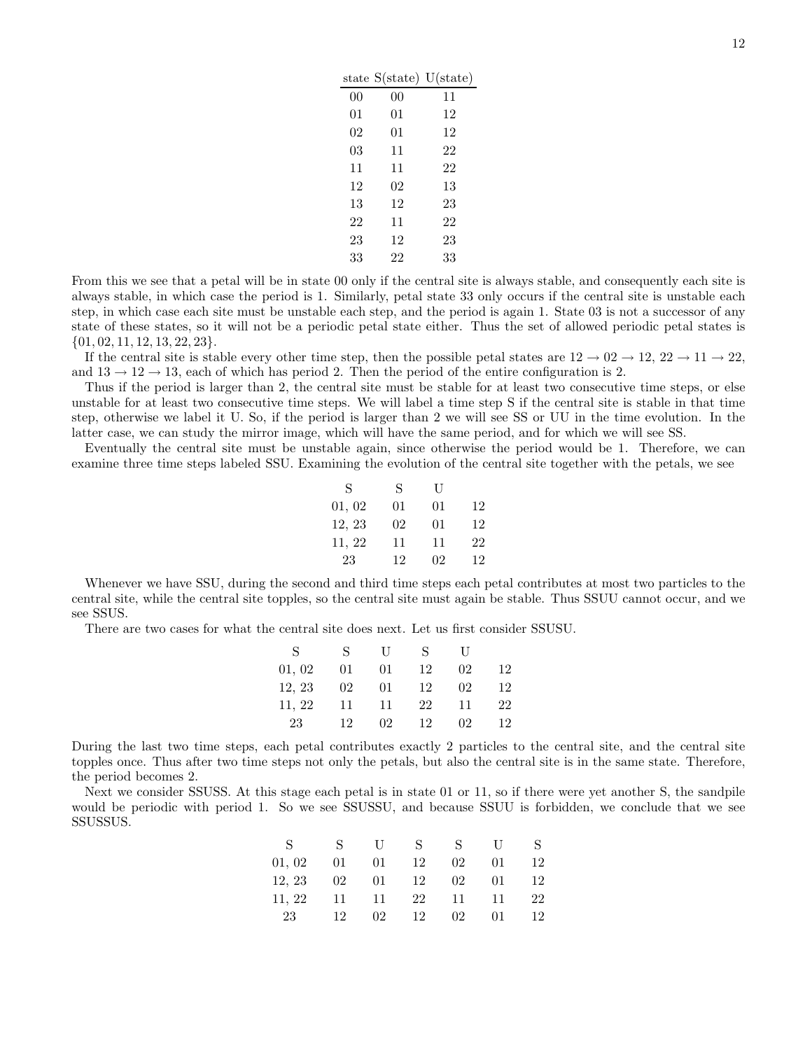| state | S(state) | U(state) |
|---|---|---|
| 00 | 00 | 11 |
| 01 | 01 | 12 |
| 02 | 01 | 12 |
| 03 | 11 | 22 |
| 11 | 11 | 22 |
| 12 | 02 | 13 |
| 13 | 12 | 23 |
| 22 | 11 | 22 |
| 23 | 12 | 23 |
| 33 | 22 | 33 |

From this we see that a petal will be in state 00 only if the central site is always stable, and consequently each site is always stable, in which case the period is 1. Similarly, petal state 33 only occurs if the central site is unstable each step, in which case each site must be unstable each step, and the period is again 1. State 03 is not a successor of any state of these states, so it will not be a periodic petal state either. Thus the set of allowed periodic petal states is $\{01, 02, 11, 12, 13, 22, 23\}$.

If the central site is stable every other time step, then the possible petal states are $12 \to 02 \to 12$, $22 \to 11 \to 22$, and $13 \to 12 \to 13$, each of which has period 2. Then the period of the entire configuration is 2.

Thus if the period is larger than 2, the central site must be stable for at least two consecutive time steps, or else unstable for at least two consecutive time steps. We will label a time step S if the central site is stable in that time step, otherwise we label it U. So, if the period is larger than 2 we will see SS or UU in the time evolution. In the latter case, we can study the mirror image, which will have the same period, and for which we will see SS.

Eventually the central site must be unstable again, since otherwise the period would be 1. Therefore, we can examine three time steps labeled SSU. Examining the evolution of the central site together with the petals, we see

| S | S | U | |
|---|---|---|---|
| 01, 02 | 01 | 01 | 12 |
| 12, 23 | 02 | 01 | 12 |
| 11, 22 | 11 | 11 | 22 |
| 23 | 12 | 02 | 12 |

Whenever we have SSU, during the second and third time steps each petal contributes at most two particles to the central site, while the central site topples, so the central site must again be stable. Thus SSUU cannot occur, and we see SSUS.

There are two cases for what the central site does next. Let us first consider SSUSU.

| S | S | U | S | U | |
|---|---|---|---|---|---|
| 01, 02 | 01 | 01 | 12 | 02 | 12 |
| 12, 23 | 02 | 01 | 12 | 02 | 12 |
| 11, 22 | 11 | 11 | 22 | 11 | 22 |
| 23 | 12 | 02 | 12 | 02 | 12 |

During the last two time steps, each petal contributes exactly 2 particles to the central site, and the central site topples once. Thus after two time steps not only the petals, but also the central site is in the same state. Therefore, the period becomes 2.

Next we consider SSUSS. At this stage each petal is in state 01 or 11, so if there were yet another S, the sandpile would be periodic with period 1. So we see SSUSSU, and because SSUU is forbidden, we conclude that we see SSUSSUS.

| S | S | U | S | S | U | S |
|---|---|---|---|---|---|---|
| 01, 02 | 01 | 01 | 12 | 02 | 01 | 12 |
| 12, 23 | 02 | 01 | 12 | 02 | 01 | 12 |
| 11, 22 | 11 | 11 | 22 | 11 | 11 | 22 |
| 23 | 12 | 02 | 12 | 02 | 01 | 12 |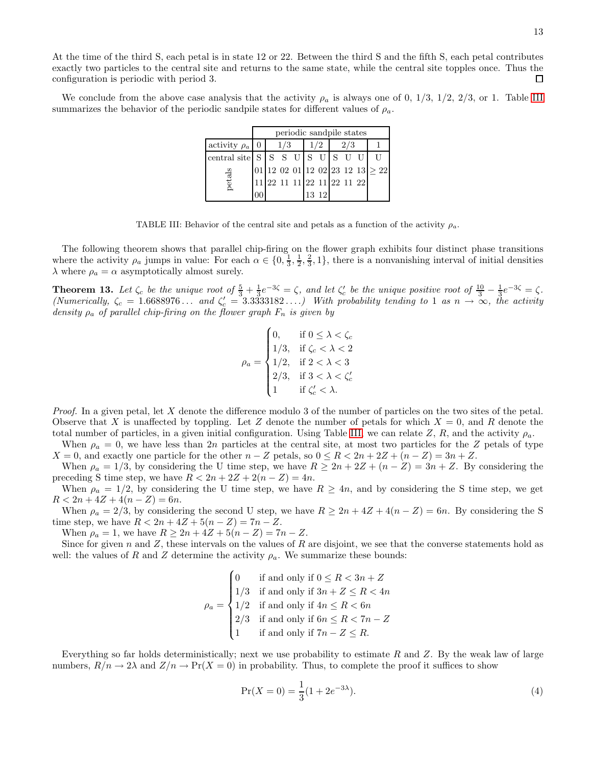At the time of the third S, each petal is in state 12 or 22. Between the third S and the fifth S, each petal contributes exactly two particles to the central site and returns to the same state, while the central site topples once. Thus the configuration is periodic with period 3. ☐

We conclude from the above case analysis that the activity $\rho_a$ is always one of 0, 1/3, 1/2, 2/3, or 1. Table III summarizes the behavior of the periodic sandpile states for different values of $\rho_a$.

| | periodic sandpile states | | | | | | | | | |
|---|---|---|---|---|---|---|---|---|---|---|
| activity $\rho_a$ | 0 | 1/3 | | | 1/2 | | 2/3 | | | 1 |
| central site | S | S | S | U | S | U | S | U | U | U |
| petals | 01 | 12 | 02 | 01 | 12 | 02 | 23 | 12 | 13 | $\geq 22$ |
| | 11 | 22 | 11 | 11 | 22 | 11 | 22 | 11 | 22 | |
| | 00 | | | | 13 | 12 | | | | |

TABLE III: Behavior of the central site and petals as a function of the activity $\rho_a$.

The following theorem shows that parallel chip-firing on the flower graph exhibits four distinct phase transitions where the activity $\rho_a$ jumps in value: For each $\alpha \in \{0, \frac{1}{3}, \frac{1}{2}, \frac{2}{3}, 1\}$, there is a nonvanishing interval of initial densities $\lambda$ where $\rho_a = \alpha$ asymptotically almost surely.

**Theorem 13.** *Let $\zeta_c$ be the unique root of $\frac{5}{3} + \frac{1}{3}e^{-3\zeta} = \zeta$, and let $\zeta_c'$ be the unique positive root of $\frac{10}{3} - \frac{1}{3}e^{-3\zeta} = \zeta$. (Numerically, $\zeta_c = 1.6688976\ldots$ and $\zeta_c' = 3.3333182\ldots$.) With probability tending to 1 as $n \to \infty$, the activity density $\rho_a$ of parallel chip-firing on the flower graph $F_n$ is given by*

$$\rho_a = \begin{cases} 0, & \text{if } 0 \leq \lambda < \zeta_c \\ 1/3, & \text{if } \zeta_c < \lambda < 2 \\ 1/2, & \text{if } 2 < \lambda < 3 \\ 2/3, & \text{if } 3 < \lambda < \zeta_c' \\ 1 & \text{if } \zeta_c' < \lambda. \end{cases}$$

*Proof.* In a given petal, let $X$ denote the difference modulo 3 of the number of particles on the two sites of the petal. Observe that $X$ is unaffected by toppling. Let $Z$ denote the number of petals for which $X = 0$, and $R$ denote the total number of particles, in a given initial configuration. Using Table III, we can relate $Z$, $R$, and the activity $\rho_a$.

When $\rho_a = 0$, we have less than $2n$ particles at the central site, at most two particles for the $Z$ petals of type $X = 0$, and exactly one particle for the other $n - Z$ petals, so $0 \leq R < 2n + 2Z + (n - Z) = 3n + Z$.

When $\rho_a = 1/3$, by considering the U time step, we have $R \geq 2n + 2Z + (n - Z) = 3n + Z$. By considering the preceding S time step, we have $R < 2n + 2Z + 2(n - Z) = 4n$.

When $\rho_a = 1/2$, by considering the U time step, we have $R \geq 4n$, and by considering the S time step, we get $R < 2n + 4Z + 4(n - Z) = 6n$.

When $\rho_a = 2/3$, by considering the second U step, we have $R \geq 2n + 4Z + 4(n - Z) = 6n$. By considering the S time step, we have $R < 2n + 4Z + 5(n - Z) = 7n - Z$.

When $\rho_a = 1$, we have $R \geq 2n + 4Z + 5(n - Z) = 7n - Z$.

Since for given $n$ and $Z$, these intervals on the values of $R$ are disjoint, we see that the converse statements hold as well: the values of $R$ and $Z$ determine the activity $\rho_a$. We summarize these bounds:

$$\rho_a = \begin{cases} 0 & \text{if and only if } 0 \leq R < 3n + Z \\ 1/3 & \text{if and only if } 3n + Z \leq R < 4n \\ 1/2 & \text{if and only if } 4n \leq R < 6n \\ 2/3 & \text{if and only if } 6n \leq R < 7n - Z \\ 1 & \text{if and only if } 7n - Z \leq R. \end{cases}$$

Everything so far holds deterministically; next we use probability to estimate $R$ and $Z$. By the weak law of large numbers, $R/n \to 2\lambda$ and $Z/n \to \Pr(X = 0)$ in probability. Thus, to complete the proof it suffices to show

$$\Pr(X = 0) = \frac{1}{3}(1 + 2e^{-3\lambda}). \tag{4}$$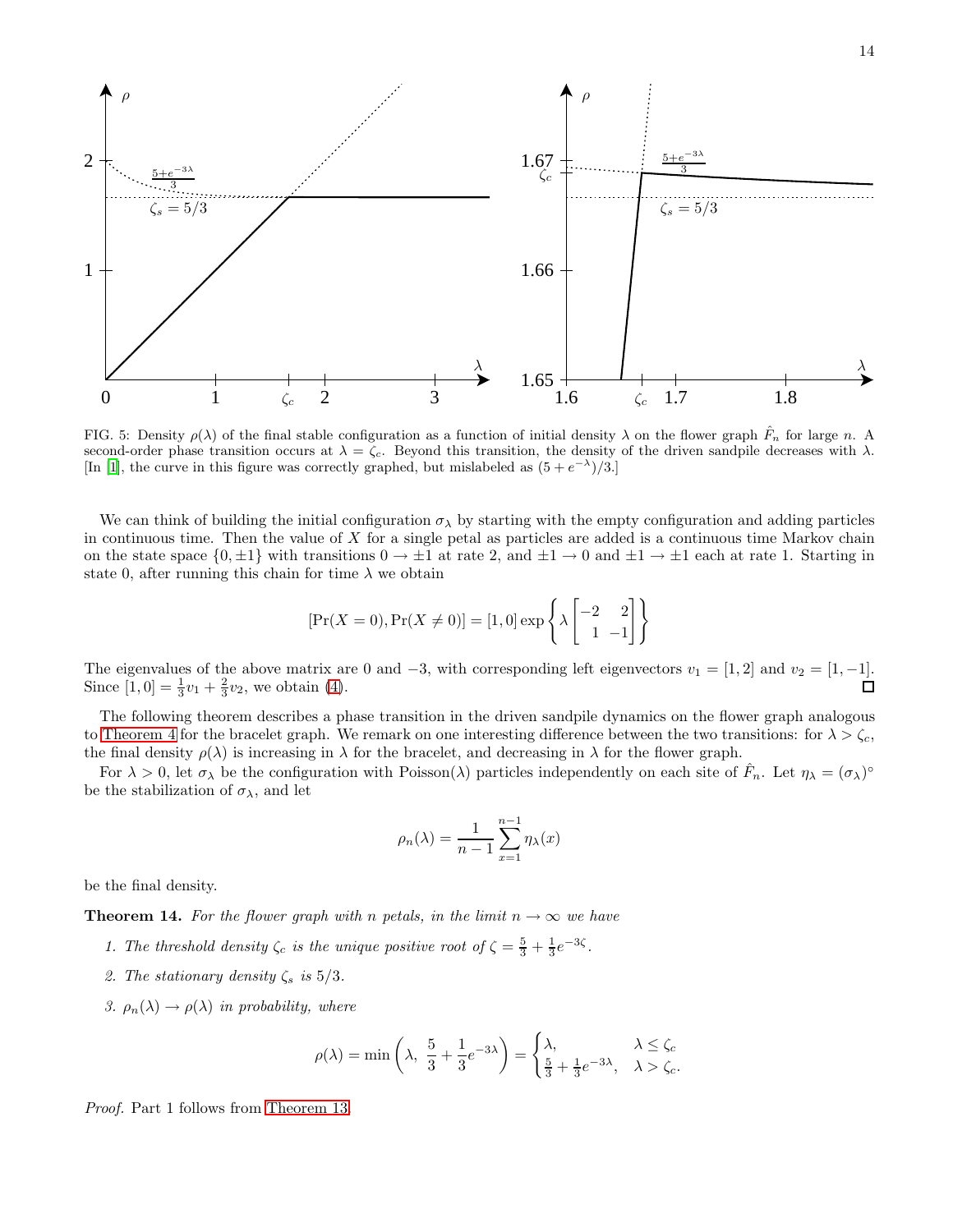FIG. 5: Density $\rho(\lambda)$ of the final stable configuration as a function of initial density $\lambda$ on the flower graph $\hat{F}_n$ for large $n$. A second-order phase transition occurs at $\lambda = \zeta_c$. Beyond this transition, the density of the driven sandpile decreases with $\lambda$. [In [1], the curve in this figure was correctly graphed, but mislabeled as $(5 + e^{-\lambda})/3$.]

We can think of building the initial configuration $\sigma_\lambda$ by starting with the empty configuration and adding particles in continuous time. Then the value of $X$ for a single petal as particles are added is a continuous time Markov chain on the state space $\{0, \pm 1\}$ with transitions $0 \to \pm 1$ at rate 2, and $\pm 1 \to 0$ and $\pm 1 \to \pm 1$ each at rate 1. Starting in state 0, after running this chain for time $\lambda$ we obtain

$$[\Pr(X = 0), \Pr(X \neq 0)] = [1, 0] \exp\left\{ \lambda \begin{bmatrix} -2 & 2 \\ 1 & -1 \end{bmatrix} \right\}$$

The eigenvalues of the above matrix are 0 and $-3$, with corresponding left eigenvectors $v_1 = [1, 2]$ and $v_2 = [1, -1]$. Since $[1, 0] = \frac{1}{3}v_1 + \frac{2}{3}v_2$, we obtain (4). □

The following theorem describes a phase transition in the driven sandpile dynamics on the flower graph analogous to Theorem 4 for the bracelet graph. We remark on one interesting difference between the two transitions: for $\lambda > \zeta_c$, the final density $\rho(\lambda)$ is increasing in $\lambda$ for the bracelet, and decreasing in $\lambda$ for the flower graph.

For $\lambda > 0$, let $\sigma_\lambda$ be the configuration with Poisson($\lambda$) particles independently on each site of $\hat{F}_n$. Let $\eta_\lambda = (\sigma_\lambda)^\circ$ be the stabilization of $\sigma_\lambda$, and let

$$\rho_n(\lambda) = \frac{1}{n-1} \sum_{x=1}^{n-1} \eta_\lambda(x)$$

be the final density.

**Theorem 14.** *For the flower graph with $n$ petals, in the limit $n \to \infty$ we have*

1. *The threshold density $\zeta_c$ is the unique positive root of $\zeta = \frac{5}{3} + \frac{1}{3}e^{-3\zeta}$.*
2. *The stationary density $\zeta_s$ is $5/3$.*
3. *$\rho_n(\lambda) \to \rho(\lambda)$ in probability, where*

$$\rho(\lambda) = \min\left(\lambda,\ \frac{5}{3} + \frac{1}{3}e^{-3\lambda}\right) = \begin{cases} \lambda, & \lambda \leq \zeta_c \\ \frac{5}{3} + \frac{1}{3}e^{-3\lambda}, & \lambda > \zeta_c. \end{cases}$$

*Proof.* Part 1 follows from Theorem 13.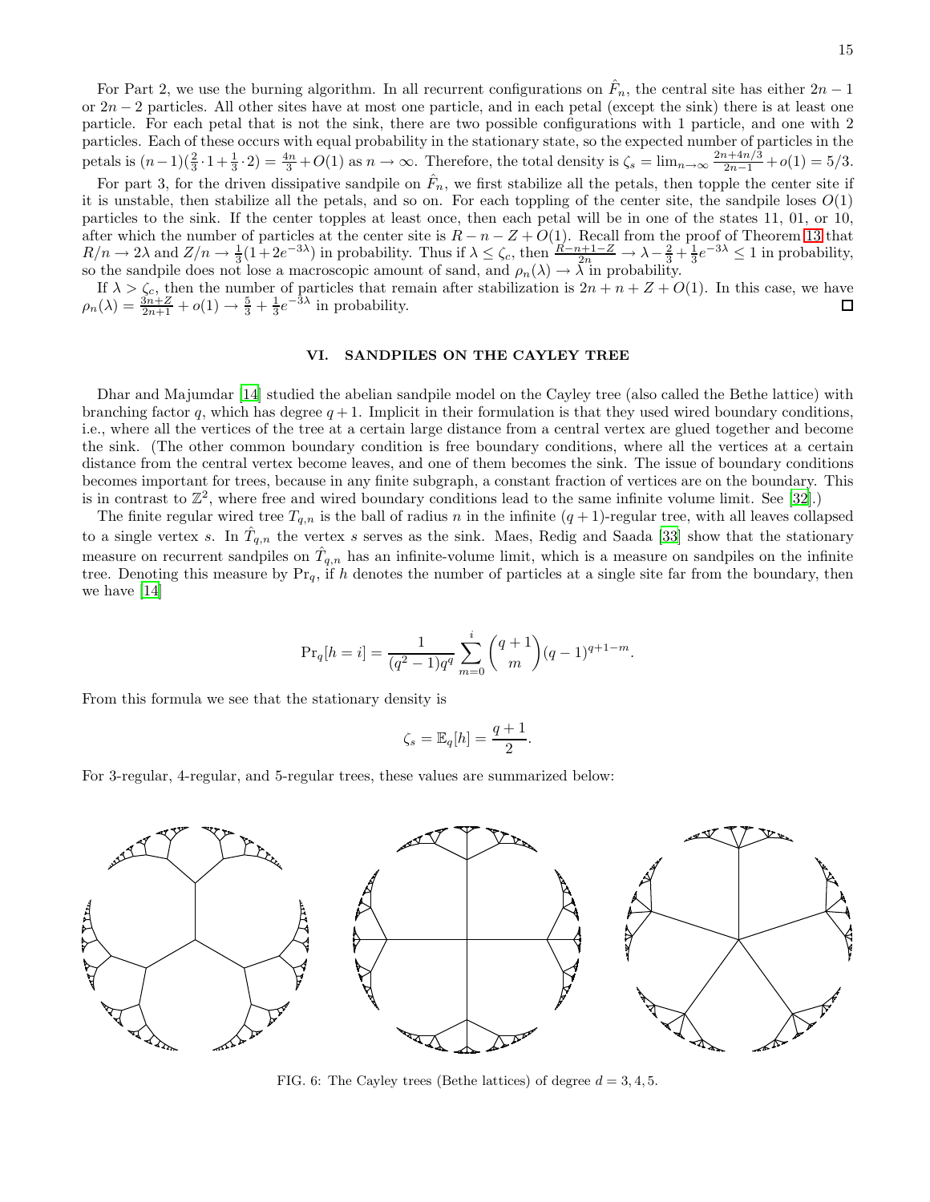For Part 2, we use the burning algorithm. In all recurrent configurations on $\hat{F}_n$, the central site has either $2n-1$ or $2n-2$ particles. All other sites have at most one particle, and in each petal (except the sink) there is at least one particle. For each petal that is not the sink, there are two possible configurations with 1 particle, and one with 2 particles. Each of these occurs with equal probability in the stationary state, so the expected number of particles in the petals is $(n-1)(\frac{2}{3}\cdot 1+\frac{1}{3}\cdot 2) = \frac{4n}{3}+O(1)$ as $n\to\infty$. Therefore, the total density is $\zeta_s = \lim_{n\to\infty}\frac{2n+4n/3}{2n-1}+o(1) = 5/3$.

For part 3, for the driven dissipative sandpile on $\hat{F}_n$, we first stabilize all the petals, then topple the center site if it is unstable, then stabilize all the petals, and so on. For each toppling of the center site, the sandpile loses $O(1)$ particles to the sink. If the center topples at least once, then each petal will be in one of the states 11, 01, or 10, after which the number of particles at the center site is $R-n-Z+O(1)$. Recall from the proof of Theorem 13 that $R/n \to 2\lambda$ and $Z/n \to \frac{1}{3}(1+2e^{-3\lambda})$ in probability. Thus if $\lambda \le \zeta_c$, then $\frac{R-n+1-Z}{2n} \to \lambda - \frac{2}{3} + \frac{1}{3}e^{-3\lambda} \le 1$ in probability, so the sandpile does not lose a macroscopic amount of sand, and $\rho_n(\lambda)\to\lambda$ in probability.

If $\lambda > \zeta_c$, then the number of particles that remain after stabilization is $2n+n+Z+O(1)$. In this case, we have $\rho_n(\lambda) = \frac{3n+Z}{2n+1}+o(1) \to \frac{5}{3}+\frac{1}{3}e^{-3\lambda}$ in probability. □

## VI. SANDPILES ON THE CAYLEY TREE

Dhar and Majumdar [14] studied the abelian sandpile model on the Cayley tree (also called the Bethe lattice) with branching factor $q$, which has degree $q+1$. Implicit in their formulation is that they used wired boundary conditions, i.e., where all the vertices of the tree at a certain large distance from a central vertex are glued together and become the sink. (The other common boundary condition is free boundary conditions, where all the vertices at a certain distance from the central vertex become leaves, and one of them becomes the sink. The issue of boundary conditions becomes important for trees, because in any finite subgraph, a constant fraction of vertices are on the boundary. This is in contrast to $\mathbb{Z}^2$, where free and wired boundary conditions lead to the same infinite volume limit. See [32].)

The finite regular wired tree $T_{q,n}$ is the ball of radius $n$ in the infinite $(q+1)$-regular tree, with all leaves collapsed to a single vertex $s$. In $\hat{T}_{q,n}$ the vertex $s$ serves as the sink. Maes, Redig and Saada [33] show that the stationary measure on recurrent sandpiles on $\hat{T}_{q,n}$ has an infinite-volume limit, which is a measure on sandpiles on the infinite tree. Denoting this measure by $\Pr_q$, if $h$ denotes the number of particles at a single site far from the boundary, then we have [14]

$$\Pr_q[h=i] = \frac{1}{(q^2-1)q^q}\sum_{m=0}^{i}\binom{q+1}{m}(q-1)^{q+1-m}.$$

From this formula we see that the stationary density is

$$\zeta_s = \mathbb{E}_q[h] = \frac{q+1}{2}.$$

For 3-regular, 4-regular, and 5-regular trees, these values are summarized below:

FIG. 6: The Cayley trees (Bethe lattices) of degree $d = 3, 4, 5$.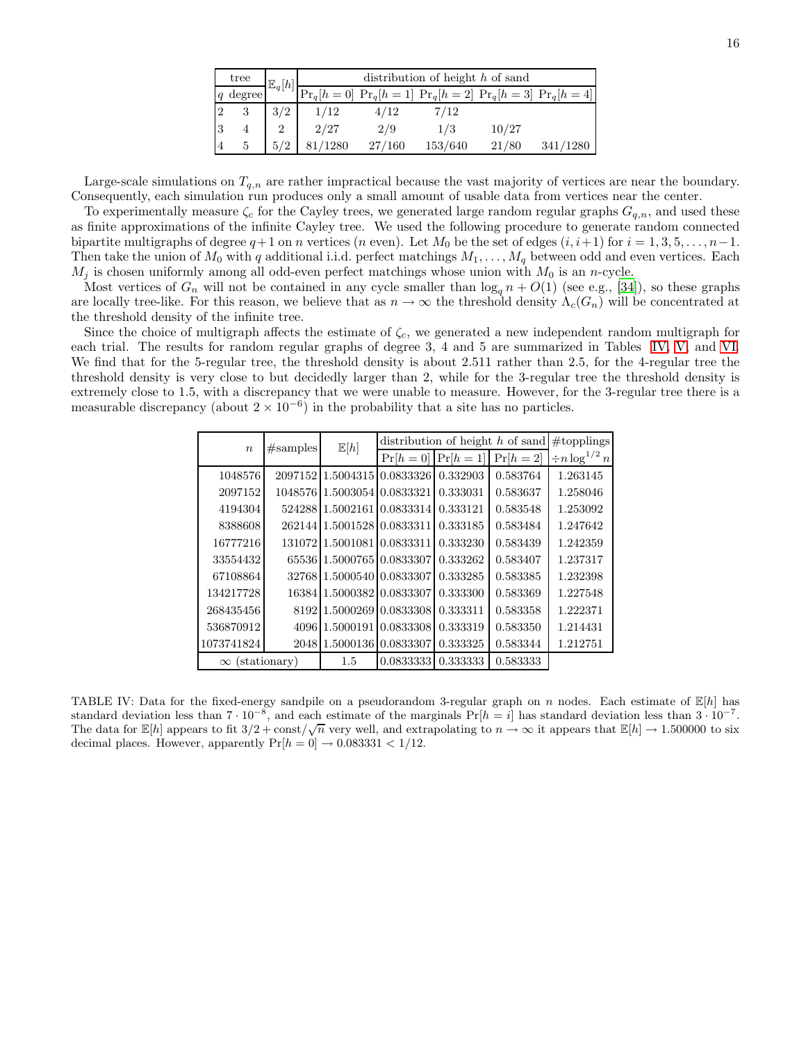| tree | | $\mathbb{E}_q[h]$ | distribution of height $h$ of sand | | | | |
|---|---|---|---|---|---|---|---|
| $q$ | degree | | $\Pr_q[h=0]$ | $\Pr_q[h=1]$ | $\Pr_q[h=2]$ | $\Pr_q[h=3]$ | $\Pr_q[h=4]$ |
| 2 | 3 | 3/2 | 1/12 | 4/12 | 7/12 | | |
| 3 | 4 | 2 | 2/27 | 2/9 | 1/3 | 10/27 | |
| 4 | 5 | 5/2 | 81/1280 | 27/160 | 153/640 | 21/80 | 341/1280 |

Large-scale simulations on $T_{q,n}$ are rather impractical because the vast majority of vertices are near the boundary. Consequently, each simulation run produces only a small amount of usable data from vertices near the center.

To experimentally measure $\zeta_c$ for the Cayley trees, we generated large random regular graphs $G_{q,n}$, and used these as finite approximations of the infinite Cayley tree. We used the following procedure to generate random connected bipartite multigraphs of degree $q+1$ on $n$ vertices ($n$ even). Let $M_0$ be the set of edges $(i, i+1)$ for $i = 1, 3, 5, \ldots, n-1$. Then take the union of $M_0$ with $q$ additional i.i.d. perfect matchings $M_1, \ldots, M_q$ between odd and even vertices. Each $M_j$ is chosen uniformly among all odd-even perfect matchings whose union with $M_0$ is an $n$-cycle.

Most vertices of $G_n$ will not be contained in any cycle smaller than $\log_q n + O(1)$ (see e.g., [34]), so these graphs are locally tree-like. For this reason, we believe that as $n \to \infty$ the threshold density $\Lambda_c(G_n)$ will be concentrated at the threshold density of the infinite tree.

Since the choice of multigraph affects the estimate of $\zeta_c$, we generated a new independent random multigraph for each trial. The results for random regular graphs of degree 3, 4 and 5 are summarized in Tables IV, V, and VI. We find that for the 5-regular tree, the threshold density is about 2.511 rather than 2.5, for the 4-regular tree the threshold density is very close to but decidedly larger than 2, while for the 3-regular tree the threshold density is extremely close to 1.5, with a discrepancy that we were unable to measure. However, for the 3-regular tree there is a measurable discrepancy (about $2 \times 10^{-6}$) in the probability that a site has no particles.

| $n$ | #samples | $\mathbb{E}[h]$ | distribution of height $h$ of sand | | | #topplings |
|---|---|---|---|---|---|---|
| | | | $\Pr[h=0]$ | $\Pr[h=1]$ | $\Pr[h=2]$ | $\div n \log^{1/2} n$ |
| 1048576 | 2097152 | 1.5004315 | 0.0833326 | 0.332903 | 0.583764 | 1.263145 |
| 2097152 | 1048576 | 1.5003054 | 0.0833321 | 0.333031 | 0.583637 | 1.258046 |
| 4194304 | 524288 | 1.5002161 | 0.0833314 | 0.333121 | 0.583548 | 1.253092 |
| 8388608 | 262144 | 1.5001528 | 0.0833311 | 0.333185 | 0.583484 | 1.247642 |
| 16777216 | 131072 | 1.5001081 | 0.0833311 | 0.333230 | 0.583439 | 1.242359 |
| 33554432 | 65536 | 1.5000765 | 0.0833307 | 0.333262 | 0.583407 | 1.237317 |
| 67108864 | 32768 | 1.5000540 | 0.0833307 | 0.333285 | 0.583385 | 1.232398 |
| 134217728 | 16384 | 1.5000382 | 0.0833307 | 0.333300 | 0.583369 | 1.227548 |
| 268435456 | 8192 | 1.5000269 | 0.0833308 | 0.333311 | 0.583358 | 1.222371 |
| 536870912 | 4096 | 1.5000191 | 0.0833308 | 0.333319 | 0.583350 | 1.214431 |
| 1073741824 | 2048 | 1.5000136 | 0.0833307 | 0.333325 | 0.583344 | 1.212751 |
| $\infty$ (stationary) | | 1.5 | 0.0833333 | 0.333333 | 0.583333 | |

TABLE IV: Data for the fixed-energy sandpile on a pseudorandom 3-regular graph on $n$ nodes. Each estimate of $\mathbb{E}[h]$ has standard deviation less than $7 \cdot 10^{-8}$, and each estimate of the marginals $\Pr[h = i]$ has standard deviation less than $3 \cdot 10^{-7}$. The data for $\mathbb{E}[h]$ appears to fit $3/2 + \text{const}/\sqrt{n}$ very well, and extrapolating to $n \to \infty$ it appears that $\mathbb{E}[h] \to 1.500000$ to six decimal places. However, apparently $\Pr[h = 0] \to 0.083331 < 1/12$.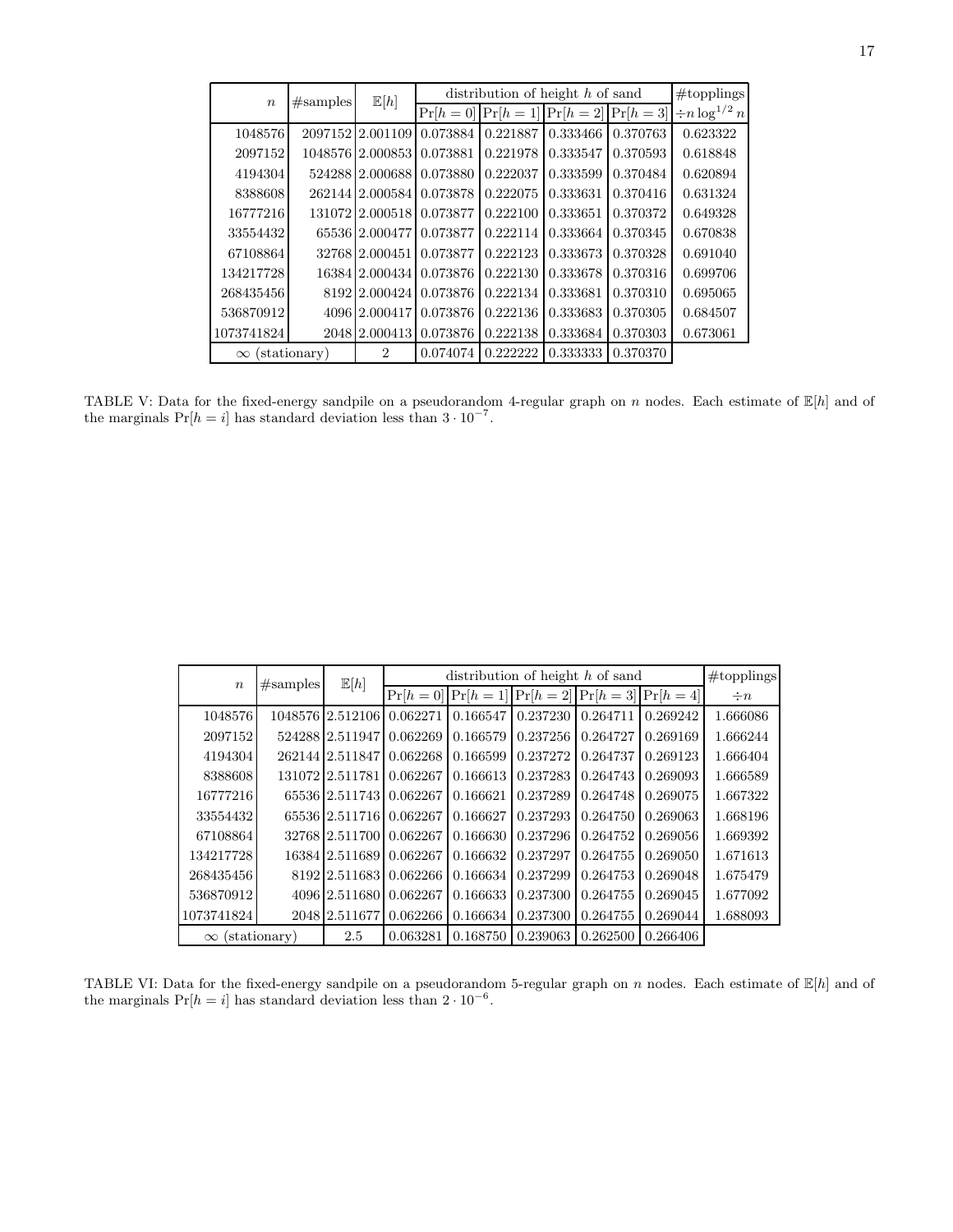| $n$ | #samples | $\mathbb{E}[h]$ | distribution of height $h$ of sand | | | | #topplings |
|---|---|---|---|---|---|---|---|
| | | | $\Pr[h=0]$ | $\Pr[h=1]$ | $\Pr[h=2]$ | $\Pr[h=3]$ | $\div n \log^{1/2} n$ |
| 1048576 | 2097152 | 2.001109 | 0.073884 | 0.221887 | 0.333466 | 0.370763 | 0.623322 |
| 2097152 | 1048576 | 2.000853 | 0.073881 | 0.221978 | 0.333547 | 0.370593 | 0.618848 |
| 4194304 | 524288 | 2.000688 | 0.073880 | 0.222037 | 0.333599 | 0.370484 | 0.620894 |
| 8388608 | 262144 | 2.000584 | 0.073878 | 0.222075 | 0.333631 | 0.370416 | 0.631324 |
| 16777216 | 131072 | 2.000518 | 0.073877 | 0.222100 | 0.333651 | 0.370372 | 0.649328 |
| 33554432 | 65536 | 2.000477 | 0.073877 | 0.222114 | 0.333664 | 0.370345 | 0.670838 |
| 67108864 | 32768 | 2.000451 | 0.073877 | 0.222123 | 0.333673 | 0.370328 | 0.691040 |
| 134217728 | 16384 | 2.000434 | 0.073876 | 0.222130 | 0.333678 | 0.370316 | 0.699706 |
| 268435456 | 8192 | 2.000424 | 0.073876 | 0.222134 | 0.333681 | 0.370310 | 0.695065 |
| 536870912 | 4096 | 2.000417 | 0.073876 | 0.222136 | 0.333683 | 0.370305 | 0.684507 |
| 1073741824 | 2048 | 2.000413 | 0.073876 | 0.222138 | 0.333684 | 0.370303 | 0.673061 |
| $\infty$ (stationary) | | 2 | 0.074074 | 0.222222 | 0.333333 | 0.370370 | |

TABLE V: Data for the fixed-energy sandpile on a pseudorandom 4-regular graph on $n$ nodes. Each estimate of $\mathbb{E}[h]$ and of the marginals $\Pr[h=i]$ has standard deviation less than $3 \cdot 10^{-7}$.

| $n$ | #samples | $\mathbb{E}[h]$ | distribution of height $h$ of sand | | | | | #topplings |
|---|---|---|---|---|---|---|---|---|
| | | | $\Pr[h=0]$ | $\Pr[h=1]$ | $\Pr[h=2]$ | $\Pr[h=3]$ | $\Pr[h=4]$ | $\div n$ |
| 1048576 | 1048576 | 2.512106 | 0.062271 | 0.166547 | 0.237230 | 0.264711 | 0.269242 | 1.666086 |
| 2097152 | 524288 | 2.511947 | 0.062269 | 0.166579 | 0.237256 | 0.264727 | 0.269169 | 1.666244 |
| 4194304 | 262144 | 2.511847 | 0.062268 | 0.166599 | 0.237272 | 0.264737 | 0.269123 | 1.666404 |
| 8388608 | 131072 | 2.511781 | 0.062267 | 0.166613 | 0.237283 | 0.264743 | 0.269093 | 1.666589 |
| 16777216 | 65536 | 2.511743 | 0.062267 | 0.166621 | 0.237289 | 0.264748 | 0.269075 | 1.667322 |
| 33554432 | 65536 | 2.511716 | 0.062267 | 0.166627 | 0.237293 | 0.264750 | 0.269063 | 1.668196 |
| 67108864 | 32768 | 2.511700 | 0.062267 | 0.166630 | 0.237296 | 0.264752 | 0.269056 | 1.669392 |
| 134217728 | 16384 | 2.511689 | 0.062267 | 0.166632 | 0.237297 | 0.264755 | 0.269050 | 1.671613 |
| 268435456 | 8192 | 2.511683 | 0.062266 | 0.166634 | 0.237299 | 0.264753 | 0.269048 | 1.675479 |
| 536870912 | 4096 | 2.511680 | 0.062267 | 0.166633 | 0.237300 | 0.264755 | 0.269045 | 1.677092 |
| 1073741824 | 2048 | 2.511677 | 0.062266 | 0.166634 | 0.237300 | 0.264755 | 0.269044 | 1.688093 |
| $\infty$ (stationary) | | 2.5 | 0.063281 | 0.168750 | 0.239063 | 0.262500 | 0.266406 | |

TABLE VI: Data for the fixed-energy sandpile on a pseudorandom 5-regular graph on $n$ nodes. Each estimate of $\mathbb{E}[h]$ and of the marginals $\Pr[h=i]$ has standard deviation less than $2 \cdot 10^{-6}$.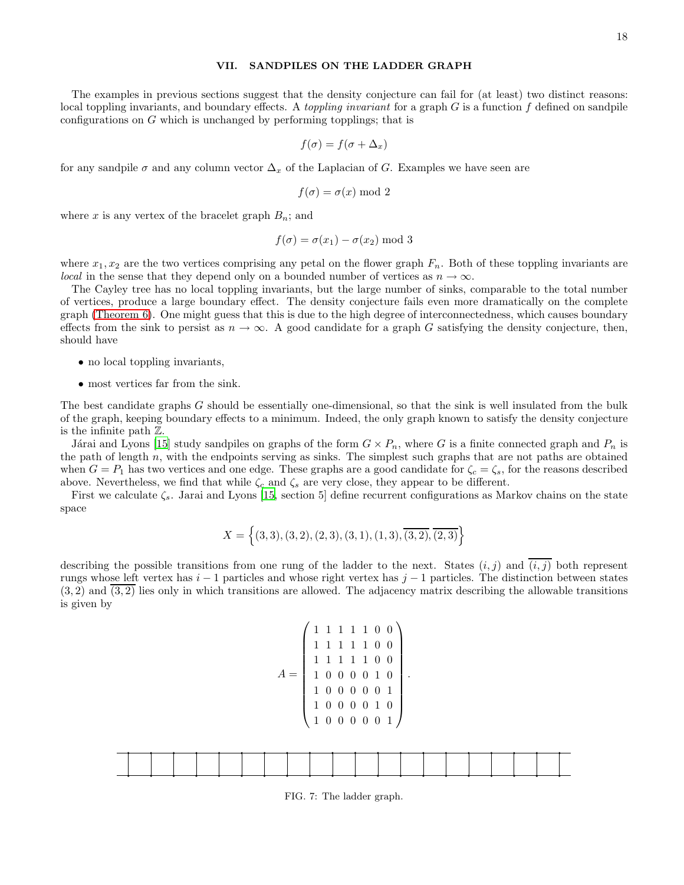## VII. SANDPILES ON THE LADDER GRAPH

The examples in previous sections suggest that the density conjecture can fail for (at least) two distinct reasons: local toppling invariants, and boundary effects. A *toppling invariant* for a graph $G$ is a function $f$ defined on sandpile configurations on $G$ which is unchanged by performing topplings; that is

$$f(\sigma) = f(\sigma + \Delta_x)$$

for any sandpile $\sigma$ and any column vector $\Delta_x$ of the Laplacian of $G$. Examples we have seen are

$$f(\sigma) = \sigma(x) \bmod 2$$

where $x$ is any vertex of the bracelet graph $B_n$; and

$$f(\sigma) = \sigma(x_1) - \sigma(x_2) \bmod 3$$

where $x_1, x_2$ are the two vertices comprising any petal on the flower graph $F_n$. Both of these toppling invariants are *local* in the sense that they depend only on a bounded number of vertices as $n \to \infty$.

The Cayley tree has no local toppling invariants, but the large number of sinks, comparable to the total number of vertices, produce a large boundary effect. The density conjecture fails even more dramatically on the complete graph (Theorem 6). One might guess that this is due to the high degree of interconnectedness, which causes boundary effects from the sink to persist as $n \to \infty$. A good candidate for a graph $G$ satisfying the density conjecture, then, should have

- no local toppling invariants,
- most vertices far from the sink.

The best candidate graphs $G$ should be essentially one-dimensional, so that the sink is well insulated from the bulk of the graph, keeping boundary effects to a minimum. Indeed, the only graph known to satisfy the density conjecture is the infinite path $\mathbb{Z}$.

Járai and Lyons [15] study sandpiles on graphs of the form $G \times P_n$, where $G$ is a finite connected graph and $P_n$ is the path of length $n$, with the endpoints serving as sinks. The simplest such graphs that are not paths are obtained when $G = P_1$ has two vertices and one edge. These graphs are a good candidate for $\zeta_c = \zeta_s$, for the reasons described above. Nevertheless, we find that while $\zeta_c$ and $\zeta_s$ are very close, they appear to be different.

First we calculate $\zeta_s$. Jarai and Lyons [15, section 5] define recurrent configurations as Markov chains on the state space

$$X = \left\{(3,3), (3,2), (2,3), (3,1), (1,3), \overline{(3,2)}, \overline{(2,3)}\right\}$$

describing the possible transitions from one rung of the ladder to the next. States $(i,j)$ and $\overline{(i,j)}$ both represent rungs whose left vertex has $i-1$ particles and whose right vertex has $j-1$ particles. The distinction between states $(3,2)$ and $\overline{(3,2)}$ lies only in which transitions are allowed. The adjacency matrix describing the allowable transitions is given by

$$A = \begin{pmatrix} 1 & 1 & 1 & 1 & 1 & 0 & 0 \\ 1 & 1 & 1 & 1 & 1 & 0 & 0 \\ 1 & 1 & 1 & 1 & 1 & 0 & 0 \\ 1 & 0 & 0 & 0 & 0 & 1 & 0 \\ 1 & 0 & 0 & 0 & 0 & 0 & 1 \\ 1 & 0 & 0 & 0 & 0 & 1 & 0 \\ 1 & 0 & 0 & 0 & 0 & 0 & 1 \end{pmatrix}.$$

FIG. 7: The ladder graph.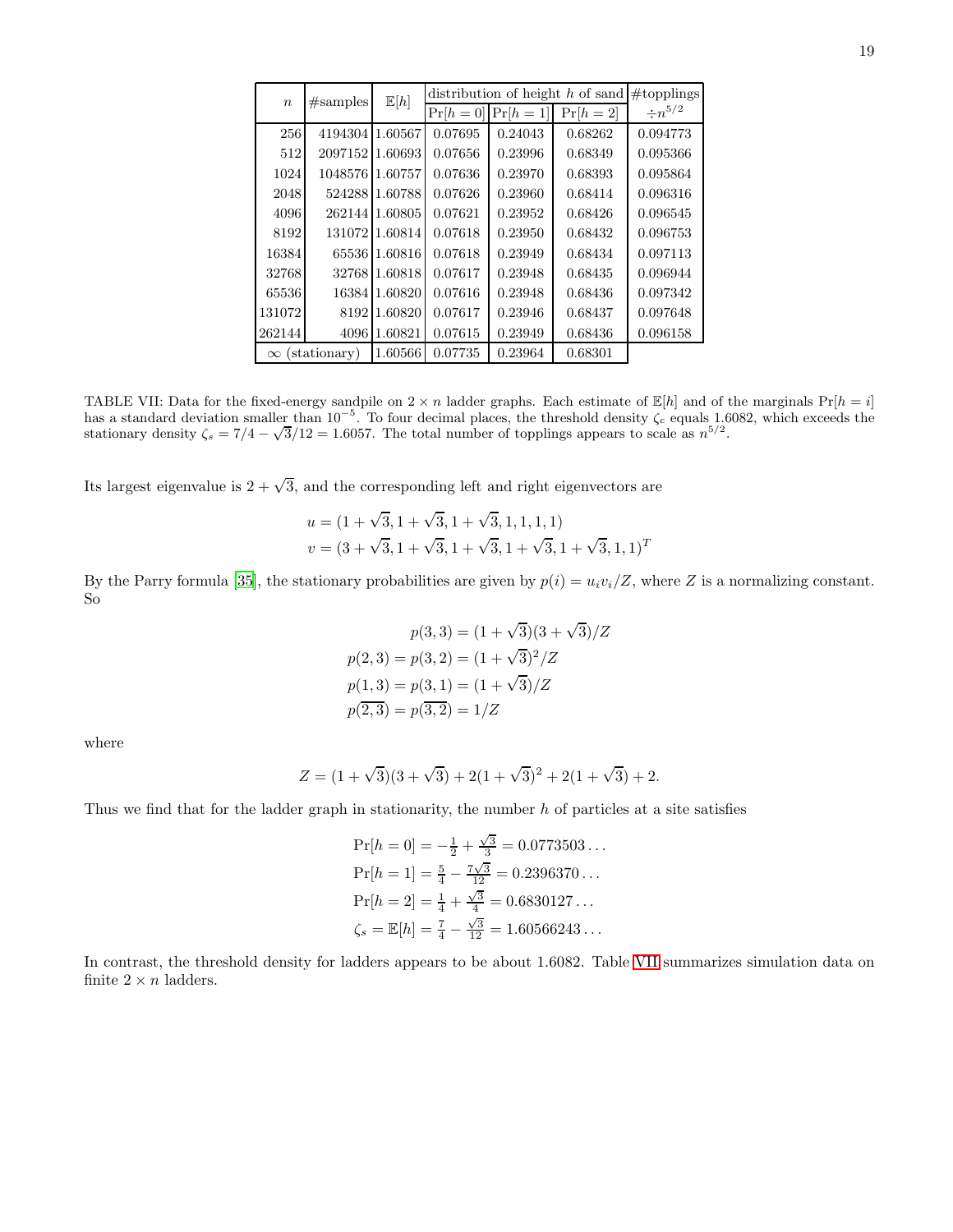| $n$ | #samples | $\mathbb{E}[h]$ | distribution of height $h$ of sand | | | #topplings |
|---|---|---|---|---|---|---|
| | | | $\Pr[h=0]$ | $\Pr[h=1]$ | $\Pr[h=2]$ | $\div n^{5/2}$ |
| 256 | 4194304 | 1.60567 | 0.07695 | 0.24043 | 0.68262 | 0.094773 |
| 512 | 2097152 | 1.60693 | 0.07656 | 0.23996 | 0.68349 | 0.095366 |
| 1024 | 1048576 | 1.60757 | 0.07636 | 0.23970 | 0.68393 | 0.095864 |
| 2048 | 524288 | 1.60788 | 0.07626 | 0.23960 | 0.68414 | 0.096316 |
| 4096 | 262144 | 1.60805 | 0.07621 | 0.23952 | 0.68426 | 0.096545 |
| 8192 | 131072 | 1.60814 | 0.07618 | 0.23950 | 0.68432 | 0.096753 |
| 16384 | 65536 | 1.60816 | 0.07618 | 0.23949 | 0.68434 | 0.097113 |
| 32768 | 32768 | 1.60818 | 0.07617 | 0.23948 | 0.68435 | 0.096944 |
| 65536 | 16384 | 1.60820 | 0.07616 | 0.23948 | 0.68436 | 0.097342 |
| 131072 | 8192 | 1.60820 | 0.07617 | 0.23946 | 0.68437 | 0.097648 |
| 262144 | 4096 | 1.60821 | 0.07615 | 0.23949 | 0.68436 | 0.096158 |
| $\infty$ (stationary) | | 1.60566 | 0.07735 | 0.23964 | 0.68301 | |

TABLE VII: Data for the fixed-energy sandpile on $2 \times n$ ladder graphs. Each estimate of $\mathbb{E}[h]$ and of the marginals $\Pr[h = i]$ has a standard deviation smaller than $10^{-5}$. To four decimal places, the threshold density $\zeta_c$ equals 1.6082, which exceeds the stationary density $\zeta_s = 7/4 - \sqrt{3}/12 = 1.6057$. The total number of topplings appears to scale as $n^{5/2}$.

Its largest eigenvalue is $2 + \sqrt{3}$, and the corresponding left and right eigenvectors are

$$u = (1+\sqrt{3}, 1+\sqrt{3}, 1+\sqrt{3}, 1, 1, 1, 1)$$
$$v = (3+\sqrt{3}, 1+\sqrt{3}, 1+\sqrt{3}, 1+\sqrt{3}, 1+\sqrt{3}, 1, 1)^T$$

By the Parry formula [35], the stationary probabilities are given by $p(i) = u_i v_i / Z$, where $Z$ is a normalizing constant. So

$$p(3,3) = (1+\sqrt{3})(3+\sqrt{3})/Z$$
$$p(2,3) = p(3,2) = (1+\sqrt{3})^2/Z$$
$$p(1,3) = p(3,1) = (1+\sqrt{3})/Z$$
$$p(\overline{2,3}) = p(\overline{3,2}) = 1/Z$$

where

$$Z = (1+\sqrt{3})(3+\sqrt{3}) + 2(1+\sqrt{3})^2 + 2(1+\sqrt{3}) + 2.$$

Thus we find that for the ladder graph in stationarity, the number $h$ of particles at a site satisfies

$$\Pr[h=0] = -\tfrac{1}{2} + \tfrac{\sqrt{3}}{3} = 0.0773503\ldots$$
$$\Pr[h=1] = \tfrac{5}{4} - \tfrac{7\sqrt{3}}{12} = 0.2396370\ldots$$
$$\Pr[h=2] = \tfrac{1}{4} + \tfrac{\sqrt{3}}{4} = 0.6830127\ldots$$
$$\zeta_s = \mathbb{E}[h] = \tfrac{7}{4} - \tfrac{\sqrt{3}}{12} = 1.60566243\ldots$$

In contrast, the threshold density for ladders appears to be about 1.6082. Table VII summarizes simulation data on finite $2 \times n$ ladders.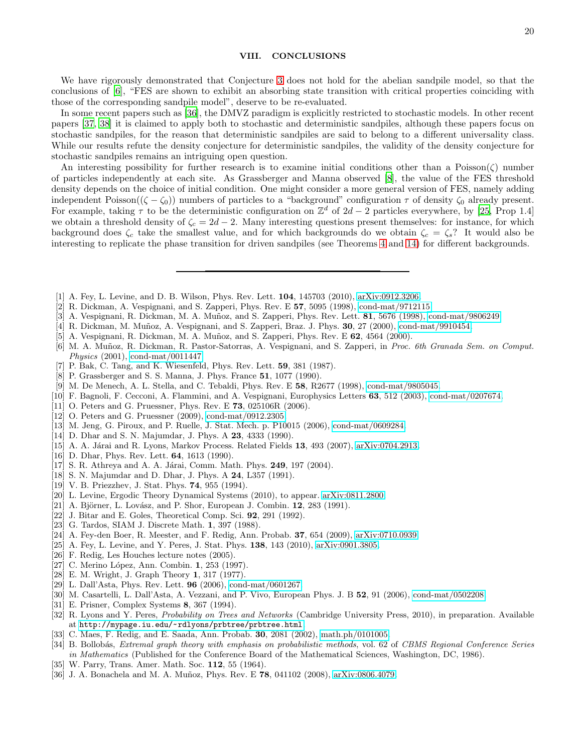## VIII. CONCLUSIONS

We have rigorously demonstrated that Conjecture 3 does not hold for the abelian sandpile model, so that the conclusions of [6], "FES are shown to exhibit an absorbing state transition with critical properties coinciding with those of the corresponding sandpile model", deserve to be re-evaluated.

In some recent papers such as [36], the DMVZ paradigm is explicitly restricted to stochastic models. In other recent papers [37, 38] it is claimed to apply both to stochastic and deterministic sandpiles, although these papers focus on stochastic sandpiles, for the reason that deterministic sandpiles are said to belong to a different universality class. While our results refute the density conjecture for deterministic sandpiles, the validity of the density conjecture for stochastic sandpiles remains an intriguing open question.

An interesting possibility for further research is to examine initial conditions other than a Poisson($\zeta$) number of particles independently at each site. As Grassberger and Manna observed [8], the value of the FES threshold density depends on the choice of initial condition. One might consider a more general version of FES, namely adding independent Poisson($(\zeta - \zeta_0)$) numbers of particles to a "background" configuration $\tau$ of density $\zeta_0$ already present. For example, taking $\tau$ to be the deterministic configuration on $\mathbb{Z}^d$ of $2d-2$ particles everywhere, by [25, Prop 1.4] we obtain a threshold density of $\zeta_c = 2d - 2$. Many interesting questions present themselves: for instance, for which background does $\zeta_c$ take the smallest value, and for which backgrounds do we obtain $\zeta_c = \zeta_s$? It would also be interesting to replicate the phase transition for driven sandpiles (see Theorems 4 and 14) for different backgrounds.

---

[1] A. Fey, L. Levine, and D. B. Wilson, Phys. Rev. Lett. **104**, 145703 (2010), arXiv:0912.3206.
[2] R. Dickman, A. Vespignani, and S. Zapperi, Phys. Rev. E **57**, 5095 (1998), cond-mat/9712115.
[3] A. Vespignani, R. Dickman, M. A. Muñoz, and S. Zapperi, Phys. Rev. Lett. **81**, 5676 (1998), cond-mat/9806249.
[4] R. Dickman, M. Muñoz, A. Vespignani, and S. Zapperi, Braz. J. Phys. **30**, 27 (2000), cond-mat/9910454.
[5] A. Vespignani, R. Dickman, M. A. Muñoz, and S. Zapperi, Phys. Rev. E **62**, 4564 (2000).
[6] M. A. Muñoz, R. Dickman, R. Pastor-Satorras, A. Vespignani, and S. Zapperi, in *Proc. 6th Granada Sem. on Comput. Physics* (2001), cond-mat/0011447.
[7] P. Bak, C. Tang, and K. Wiesenfeld, Phys. Rev. Lett. **59**, 381 (1987).
[8] P. Grassberger and S. S. Manna, J. Phys. France **51**, 1077 (1990).
[9] M. De Menech, A. L. Stella, and C. Tebaldi, Phys. Rev. E **58**, R2677 (1998), cond-mat/9805045.
[10] F. Bagnoli, F. Cecconi, A. Flammini, and A. Vespignani, Europhysics Letters **63**, 512 (2003), cond-mat/0207674.
[11] O. Peters and G. Pruessner, Phys. Rev. E **73**, 025106R (2006).
[12] O. Peters and G. Pruessner (2009), cond-mat/0912.2305.
[13] M. Jeng, G. Piroux, and P. Ruelle, J. Stat. Mech. p. P10015 (2006), cond-mat/0609284.
[14] D. Dhar and S. N. Majumdar, J. Phys. A **23**, 4333 (1990).
[15] A. A. Járai and R. Lyons, Markov Process. Related Fields **13**, 493 (2007), arXiv:0704.2913.
[16] D. Dhar, Phys. Rev. Lett. **64**, 1613 (1990).
[17] S. R. Athreya and A. A. Járai, Comm. Math. Phys. **249**, 197 (2004).
[18] S. N. Majumdar and D. Dhar, J. Phys. A **24**, L357 (1991).
[19] V. B. Priezzhev, J. Stat. Phys. **74**, 955 (1994).
[20] L. Levine, Ergodic Theory Dynamical Systems (2010), to appear. arXiv:0811.2800.
[21] A. Björner, L. Lovász, and P. Shor, European J. Combin. **12**, 283 (1991).
[22] J. Bitar and E. Goles, Theoretical Comp. Sci. **92**, 291 (1992).
[23] G. Tardos, SIAM J. Discrete Math. **1**, 397 (1988).
[24] A. Fey-den Boer, R. Meester, and F. Redig, Ann. Probab. **37**, 654 (2009), arXiv:0710.0939.
[25] A. Fey, L. Levine, and Y. Peres, J. Stat. Phys. **138**, 143 (2010), arXiv:0901.3805.
[26] F. Redig, Les Houches lecture notes (2005).
[27] C. Merino López, Ann. Combin. **1**, 253 (1997).
[28] E. M. Wright, J. Graph Theory **1**, 317 (1977).
[29] L. Dall'Asta, Phys. Rev. Lett. **96** (2006), cond-mat/0601267.
[30] M. Casartelli, L. Dall'Asta, A. Vezzani, and P. Vivo, European Phys. J. B **52**, 91 (2006), cond-mat/0502208.
[31] E. Prisner, Complex Systems **8**, 367 (1994).
[32] R. Lyons and Y. Peres, *Probability on Trees and Networks* (Cambridge University Press, 2010), in preparation. Available at http://mypage.iu.edu/~rdlyons/prbtree/prbtree.html.
[33] C. Maes, F. Redig, and E. Saada, Ann. Probab. **30**, 2081 (2002), math.ph/0101005.
[34] B. Bollobás, *Extremal graph theory with emphasis on probabilistic methods*, vol. 62 of *CBMS Regional Conference Series in Mathematics* (Published for the Conference Board of the Mathematical Sciences, Washington, DC, 1986).
[35] W. Parry, Trans. Amer. Math. Soc. **112**, 55 (1964).
[36] J. A. Bonachela and M. A. Muñoz, Phys. Rev. E **78**, 041102 (2008), arXiv:0806.4079.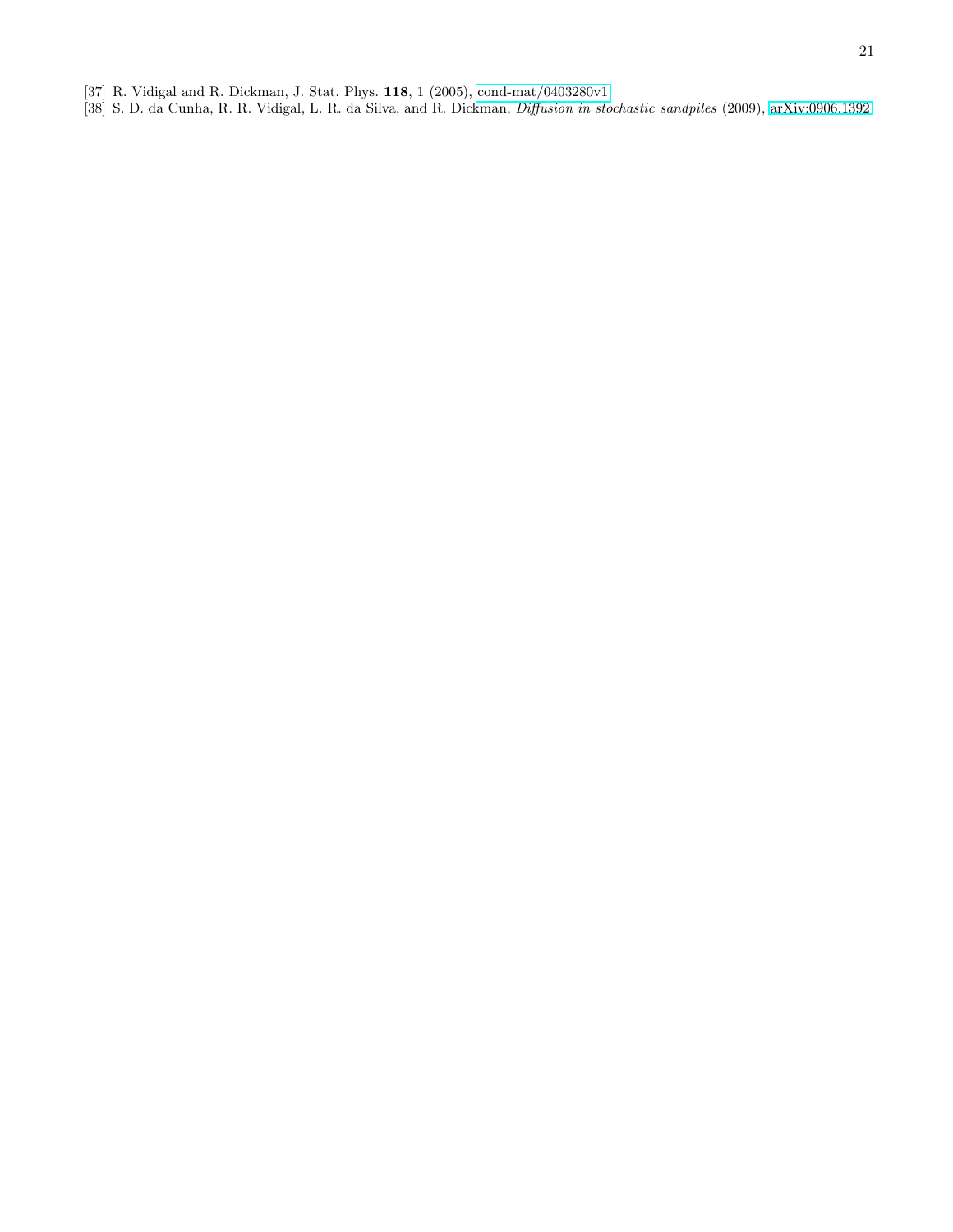[37] R. Vidigal and R. Dickman, J. Stat. Phys. **118**, 1 (2005), cond-mat/0403280v1.

[38] S. D. da Cunha, R. R. Vidigal, L. R. da Silva, and R. Dickman, *Diffusion in stochastic sandpiles* (2009), arXiv:0906.1392.